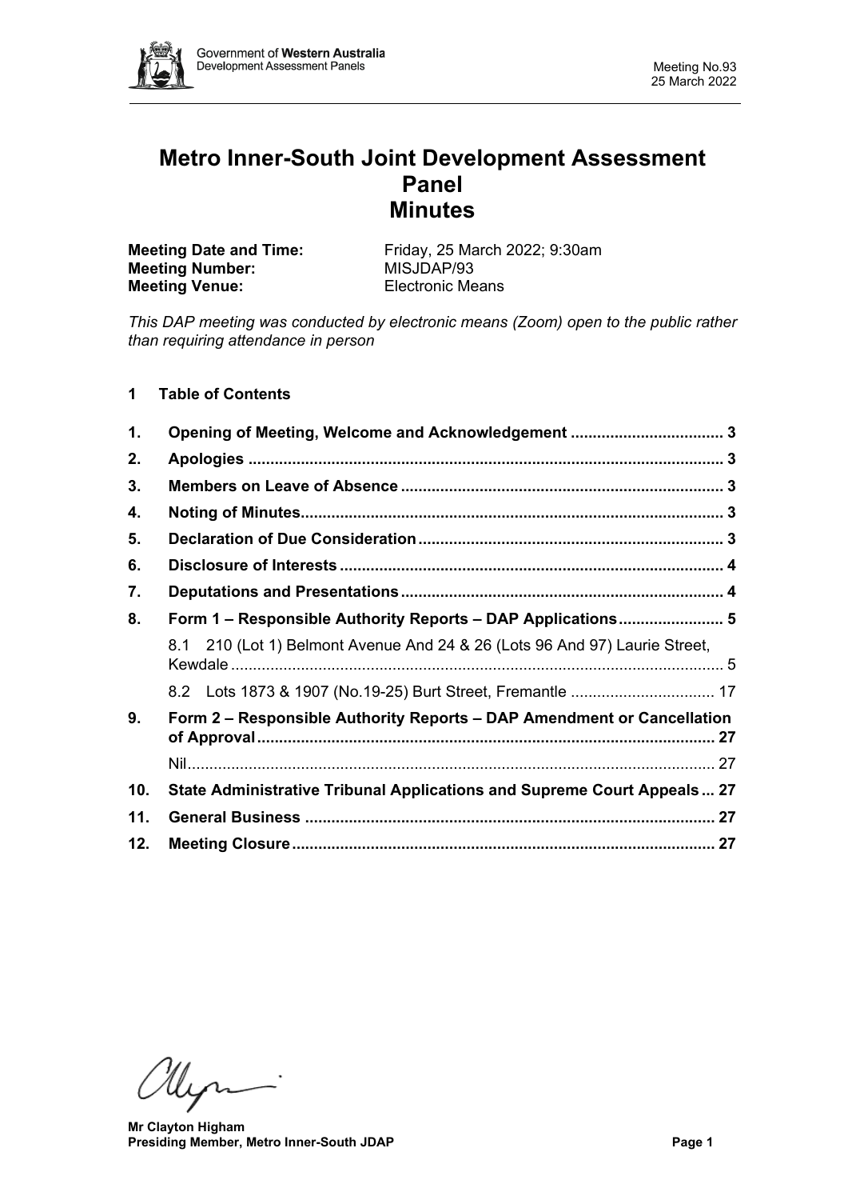# Metro Inner-South Joint Development Assessment Panel Minutes

**Meeting Date and Time:** Friday, 25 March 2022; 9:30am
**Meeting Number:** MISJDAP/93
**Meeting Venue:** Electronic Means

*This DAP meeting was conducted by electronic means (Zoom) open to the public rather than requiring attendance in person*

## 1 Table of Contents

1. **Opening of Meeting, Welcome and Acknowledgement** .................................. 3
2. **Apologies** .......................................................................................... 3
3. **Members on Leave of Absence** ........................................................ 3
4. **Noting of Minutes**............................................................................... 3
5. **Declaration of Due Consideration** .................................................... 3
6. **Disclosure of Interests** ...................................................................... 4
7. **Deputations and Presentations** ........................................................ 4
8. **Form 1 – Responsible Authority Reports – DAP Applications**....................... 5
   - 8.1 210 (Lot 1) Belmont Avenue And 24 & 26 (Lots 96 And 97) Laurie Street, Kewdale ............................................................................................. 5
   - 8.2 Lots 1873 & 1907 (No.19-25) Burt Street, Fremantle ................................ 17
9. **Form 2 – Responsible Authority Reports – DAP Amendment or Cancellation of Approval** ...................................................................................... 27
   - Nil...................................................................................................... 27
10. **State Administrative Tribunal Applications and Supreme Court Appeals** ... 27
11. **General Business** ........................................................................... 27
12. **Meeting Closure** ............................................................................... 27

**Mr Clayton Higham**
**Presiding Member, Metro Inner-South JDAP**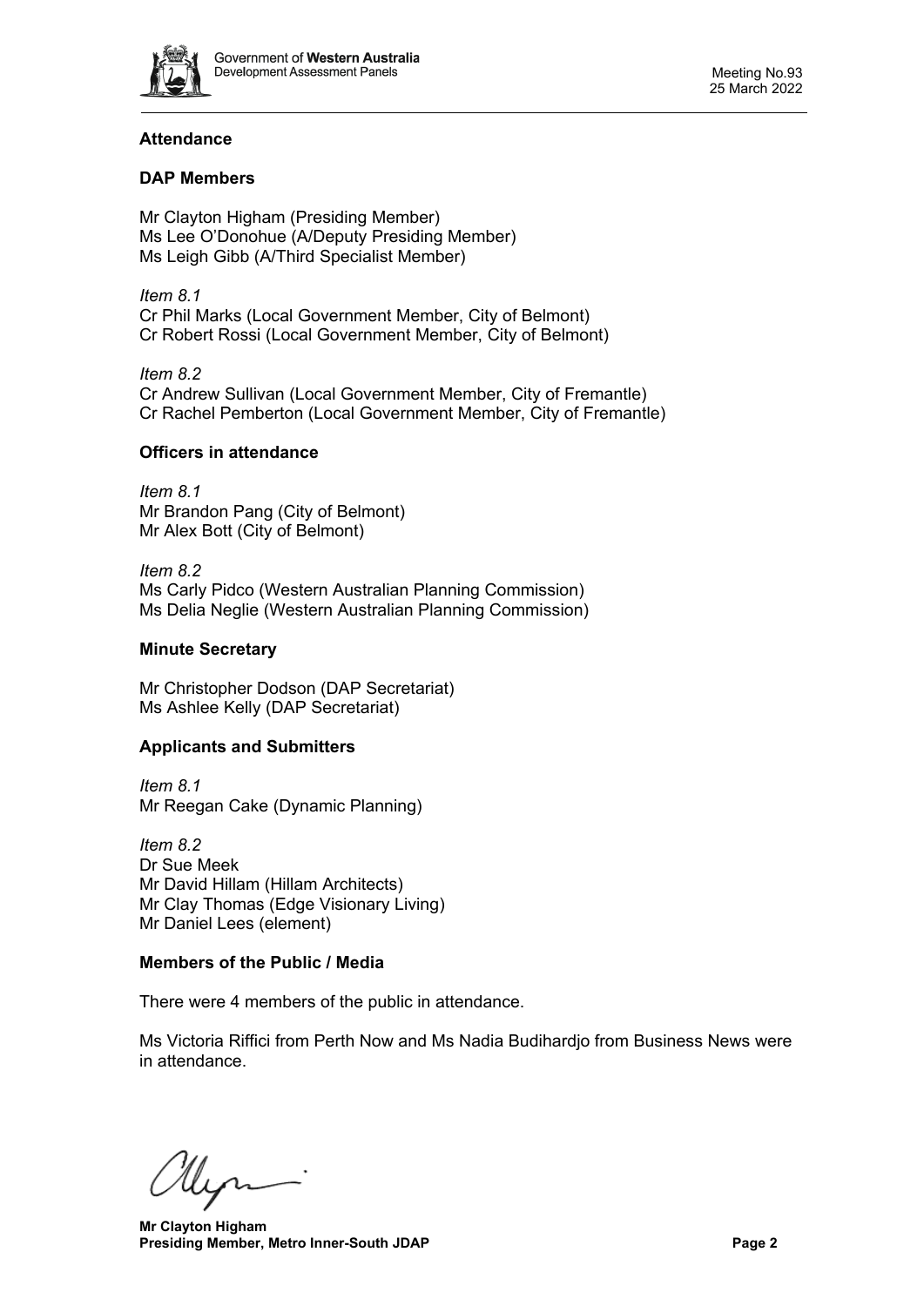## Attendance

### DAP Members

Mr Clayton Higham (Presiding Member)
Ms Lee O'Donohue (A/Deputy Presiding Member)
Ms Leigh Gibb (A/Third Specialist Member)

*Item 8.1*
Cr Phil Marks (Local Government Member, City of Belmont)
Cr Robert Rossi (Local Government Member, City of Belmont)

*Item 8.2*
Cr Andrew Sullivan (Local Government Member, City of Fremantle)
Cr Rachel Pemberton (Local Government Member, City of Fremantle)

### Officers in attendance

*Item 8.1*
Mr Brandon Pang (City of Belmont)
Mr Alex Bott (City of Belmont)

*Item 8.2*
Ms Carly Pidco (Western Australian Planning Commission)
Ms Delia Neglie (Western Australian Planning Commission)

### Minute Secretary

Mr Christopher Dodson (DAP Secretariat)
Ms Ashlee Kelly (DAP Secretariat)

### Applicants and Submitters

*Item 8.1*
Mr Reegan Cake (Dynamic Planning)

*Item 8.2*
Dr Sue Meek
Mr David Hillam (Hillam Architects)
Mr Clay Thomas (Edge Visionary Living)
Mr Daniel Lees (element)

### Members of the Public / Media

There were 4 members of the public in attendance.

Ms Victoria Riffici from Perth Now and Ms Nadia Budihardjo from Business News were in attendance.

**Mr Clayton Higham**
**Presiding Member, Metro Inner-South JDAP**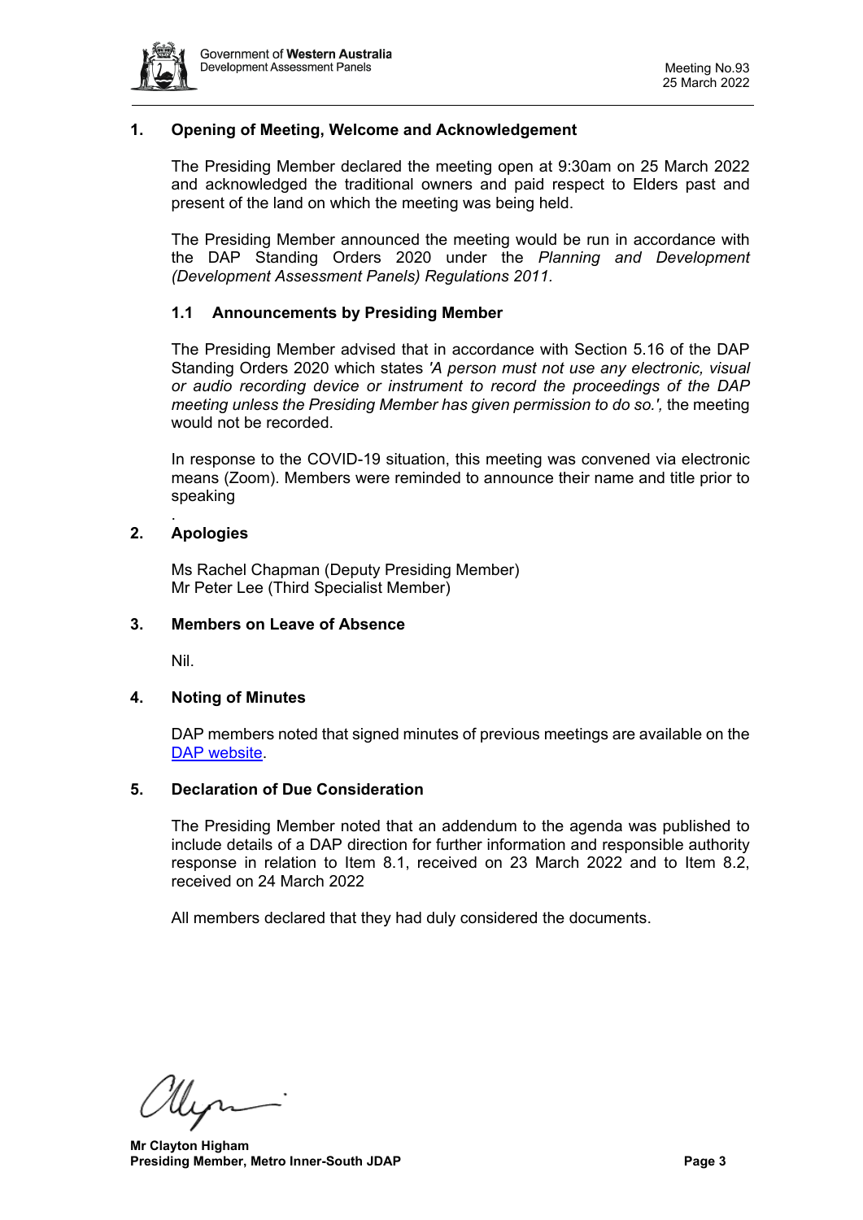## 1. Opening of Meeting, Welcome and Acknowledgement

The Presiding Member declared the meeting open at 9:30am on 25 March 2022 and acknowledged the traditional owners and paid respect to Elders past and present of the land on which the meeting was being held.

The Presiding Member announced the meeting would be run in accordance with the DAP Standing Orders 2020 under the *Planning and Development (Development Assessment Panels) Regulations 2011.*

### 1.1 Announcements by Presiding Member

The Presiding Member advised that in accordance with Section 5.16 of the DAP Standing Orders 2020 which states *'A person must not use any electronic, visual or audio recording device or instrument to record the proceedings of the DAP meeting unless the Presiding Member has given permission to do so.',* the meeting would not be recorded.

In response to the COVID-19 situation, this meeting was convened via electronic means (Zoom). Members were reminded to announce their name and title prior to speaking

.

## 2. Apologies

Ms Rachel Chapman (Deputy Presiding Member)
Mr Peter Lee (Third Specialist Member)

## 3. Members on Leave of Absence

Nil.

## 4. Noting of Minutes

DAP members noted that signed minutes of previous meetings are available on the DAP website.

## 5. Declaration of Due Consideration

The Presiding Member noted that an addendum to the agenda was published to include details of a DAP direction for further information and responsible authority response in relation to Item 8.1, received on 23 March 2022 and to Item 8.2, received on 24 March 2022

All members declared that they had duly considered the documents.

**Mr Clayton Higham**
**Presiding Member, Metro Inner-South JDAP**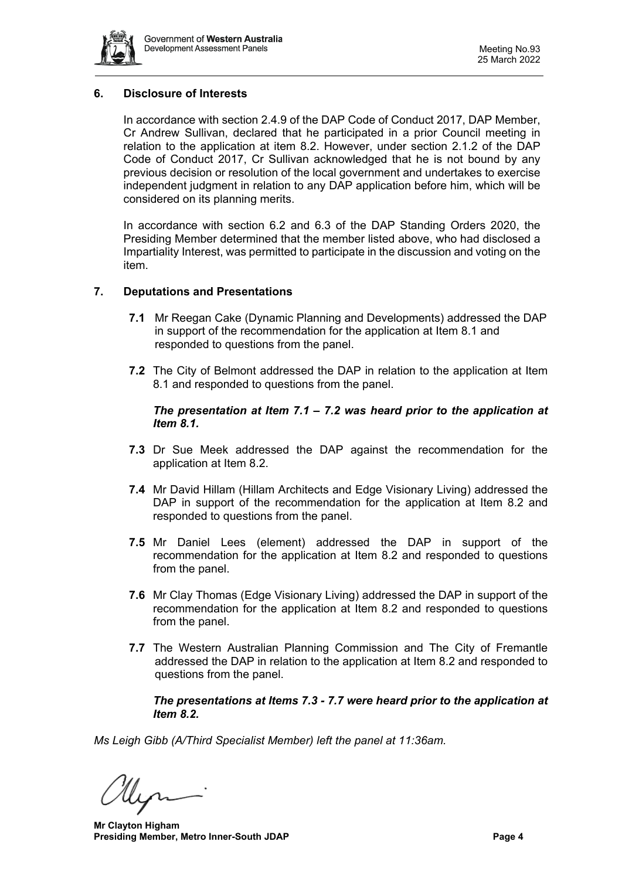## 6. Disclosure of Interests

In accordance with section 2.4.9 of the DAP Code of Conduct 2017, DAP Member, Cr Andrew Sullivan, declared that he participated in a prior Council meeting in relation to the application at item 8.2. However, under section 2.1.2 of the DAP Code of Conduct 2017, Cr Sullivan acknowledged that he is not bound by any previous decision or resolution of the local government and undertakes to exercise independent judgment in relation to any DAP application before him, which will be considered on its planning merits.

In accordance with section 6.2 and 6.3 of the DAP Standing Orders 2020, the Presiding Member determined that the member listed above, who had disclosed a Impartiality Interest, was permitted to participate in the discussion and voting on the item.

## 7. Deputations and Presentations

**7.1** Mr Reegan Cake (Dynamic Planning and Developments) addressed the DAP in support of the recommendation for the application at Item 8.1 and responded to questions from the panel.

**7.2** The City of Belmont addressed the DAP in relation to the application at Item 8.1 and responded to questions from the panel.

***The presentation at Item 7.1 – 7.2 was heard prior to the application at Item 8.1.***

**7.3** Dr Sue Meek addressed the DAP against the recommendation for the application at Item 8.2.

**7.4** Mr David Hillam (Hillam Architects and Edge Visionary Living) addressed the DAP in support of the recommendation for the application at Item 8.2 and responded to questions from the panel.

**7.5** Mr Daniel Lees (element) addressed the DAP in support of the recommendation for the application at Item 8.2 and responded to questions from the panel.

**7.6** Mr Clay Thomas (Edge Visionary Living) addressed the DAP in support of the recommendation for the application at Item 8.2 and responded to questions from the panel.

**7.7** The Western Australian Planning Commission and The City of Fremantle addressed the DAP in relation to the application at Item 8.2 and responded to questions from the panel.

***The presentations at Items 7.3 - 7.7 were heard prior to the application at Item 8.2.***

*Ms Leigh Gibb (A/Third Specialist Member) left the panel at 11:36am.*

**Mr Clayton Higham**
**Presiding Member, Metro Inner-South JDAP**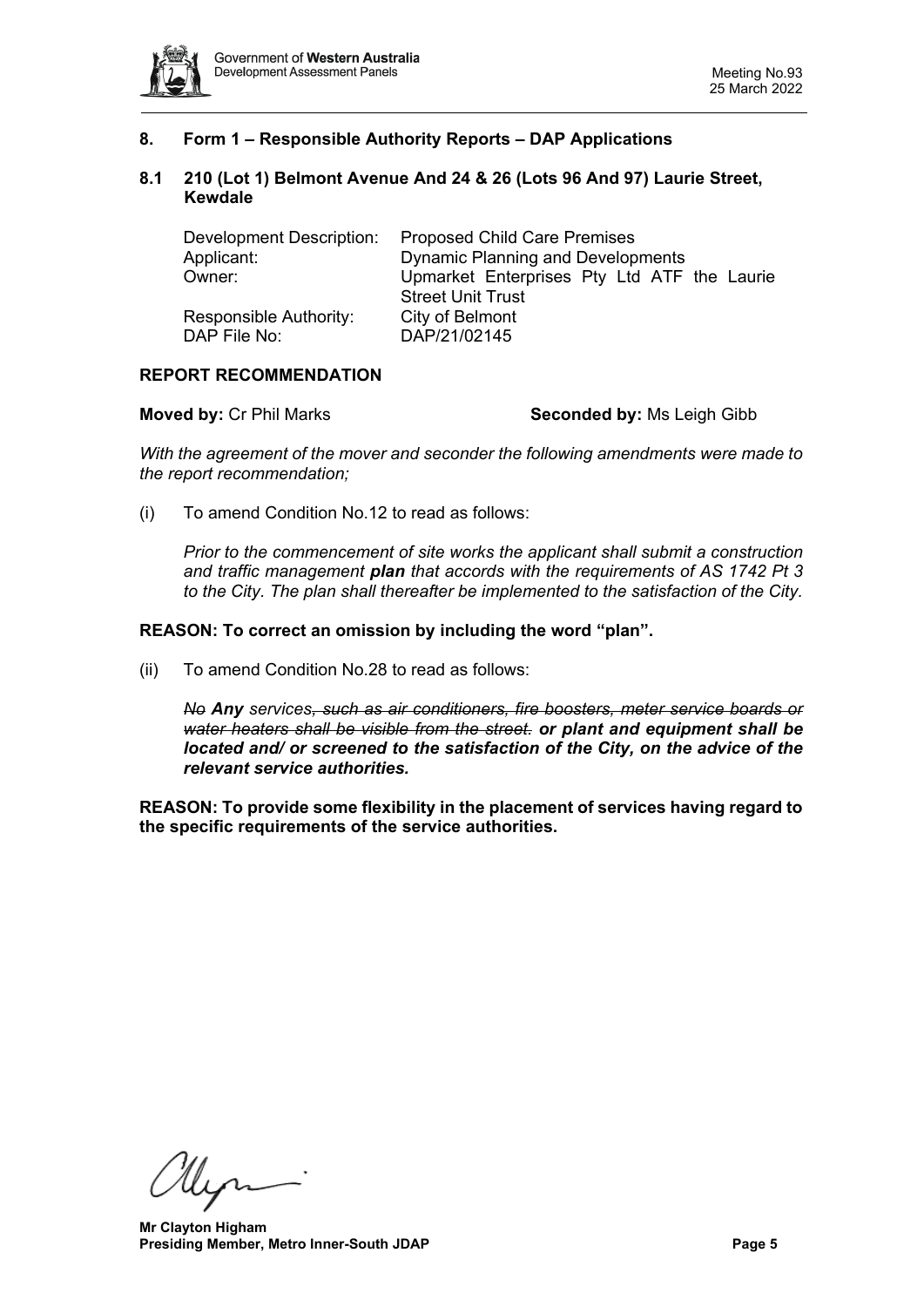## 8. Form 1 – Responsible Authority Reports – DAP Applications

### 8.1 210 (Lot 1) Belmont Avenue And 24 & 26 (Lots 96 And 97) Laurie Street, Kewdale

| | |
|---|---|
| Development Description: | Proposed Child Care Premises |
| Applicant: | Dynamic Planning and Developments |
| Owner: | Upmarket Enterprises Pty Ltd ATF the Laurie Street Unit Trust |
| Responsible Authority: | City of Belmont |
| DAP File No: | DAP/21/02145 |

**REPORT RECOMMENDATION**

**Moved by:** Cr Phil Marks **Seconded by:** Ms Leigh Gibb

*With the agreement of the mover and seconder the following amendments were made to the report recommendation;*

(i) To amend Condition No.12 to read as follows:

*Prior to the commencement of site works the applicant shall submit a construction and traffic management **plan** that accords with the requirements of AS 1742 Pt 3 to the City. The plan shall thereafter be implemented to the satisfaction of the City.*

**REASON: To correct an omission by including the word "plan".**

(ii) To amend Condition No.28 to read as follows:

*~~No~~ **Any** services~~, such as air conditioners, fire boosters, meter service boards or water heaters shall be visible from the street.~~ **or plant and equipment shall be located and/ or screened to the satisfaction of the City, on the advice of the relevant service authorities.***

**REASON: To provide some flexibility in the placement of services having regard to the specific requirements of the service authorities.**

**Mr Clayton Higham**
**Presiding Member, Metro Inner-South JDAP**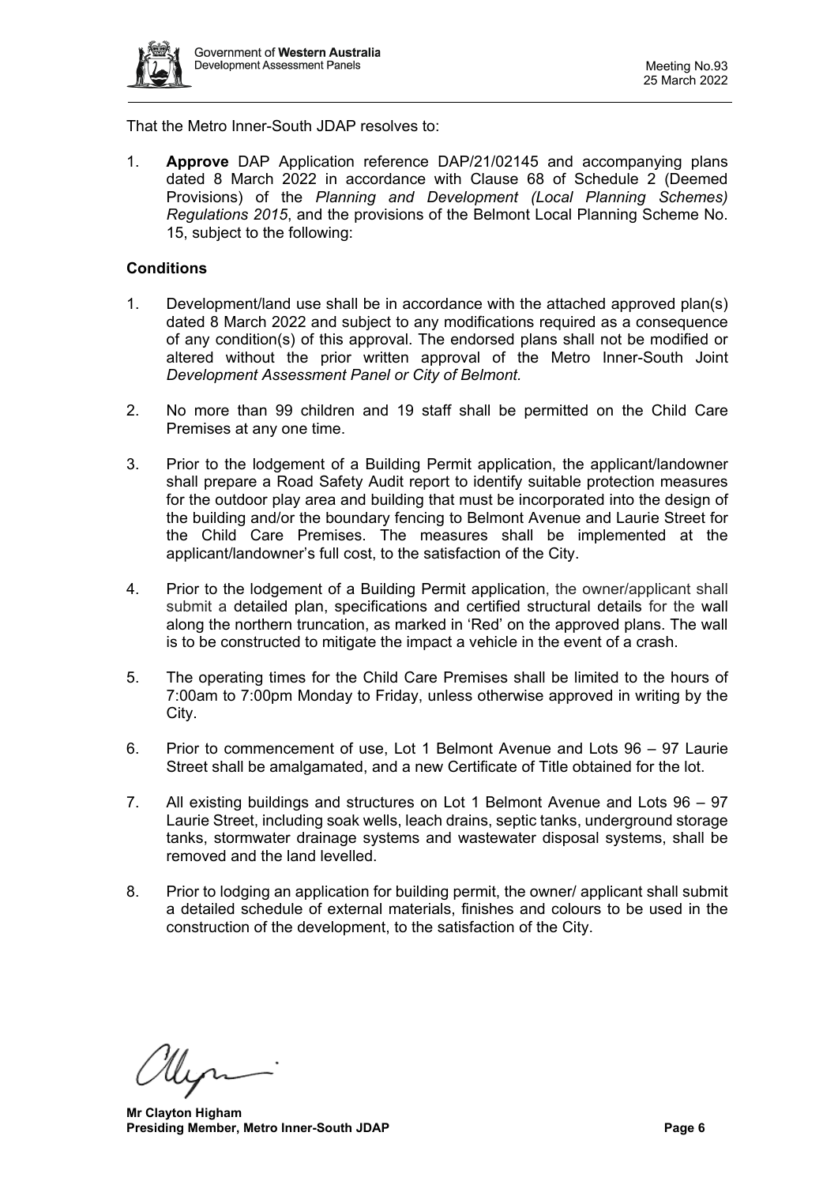That the Metro Inner-South JDAP resolves to:

1. **Approve** DAP Application reference DAP/21/02145 and accompanying plans dated 8 March 2022 in accordance with Clause 68 of Schedule 2 (Deemed Provisions) of the *Planning and Development (Local Planning Schemes) Regulations 2015*, and the provisions of the Belmont Local Planning Scheme No. 15, subject to the following:

**Conditions**

1. Development/land use shall be in accordance with the attached approved plan(s) dated 8 March 2022 and subject to any modifications required as a consequence of any condition(s) of this approval. The endorsed plans shall not be modified or altered without the prior written approval of the Metro Inner-South Joint *Development Assessment Panel or City of Belmont.*

2. No more than 99 children and 19 staff shall be permitted on the Child Care Premises at any one time.

3. Prior to the lodgement of a Building Permit application, the applicant/landowner shall prepare a Road Safety Audit report to identify suitable protection measures for the outdoor play area and building that must be incorporated into the design of the building and/or the boundary fencing to Belmont Avenue and Laurie Street for the Child Care Premises. The measures shall be implemented at the applicant/landowner's full cost, to the satisfaction of the City.

4. Prior to the lodgement of a Building Permit application, the owner/applicant shall submit a detailed plan, specifications and certified structural details for the wall along the northern truncation, as marked in 'Red' on the approved plans. The wall is to be constructed to mitigate the impact a vehicle in the event of a crash.

5. The operating times for the Child Care Premises shall be limited to the hours of 7:00am to 7:00pm Monday to Friday, unless otherwise approved in writing by the City.

6. Prior to commencement of use, Lot 1 Belmont Avenue and Lots 96 – 97 Laurie Street shall be amalgamated, and a new Certificate of Title obtained for the lot.

7. All existing buildings and structures on Lot 1 Belmont Avenue and Lots 96 – 97 Laurie Street, including soak wells, leach drains, septic tanks, underground storage tanks, stormwater drainage systems and wastewater disposal systems, shall be removed and the land levelled.

8. Prior to lodging an application for building permit, the owner/ applicant shall submit a detailed schedule of external materials, finishes and colours to be used in the construction of the development, to the satisfaction of the City.

**Mr Clayton Higham**
**Presiding Member, Metro Inner-South JDAP**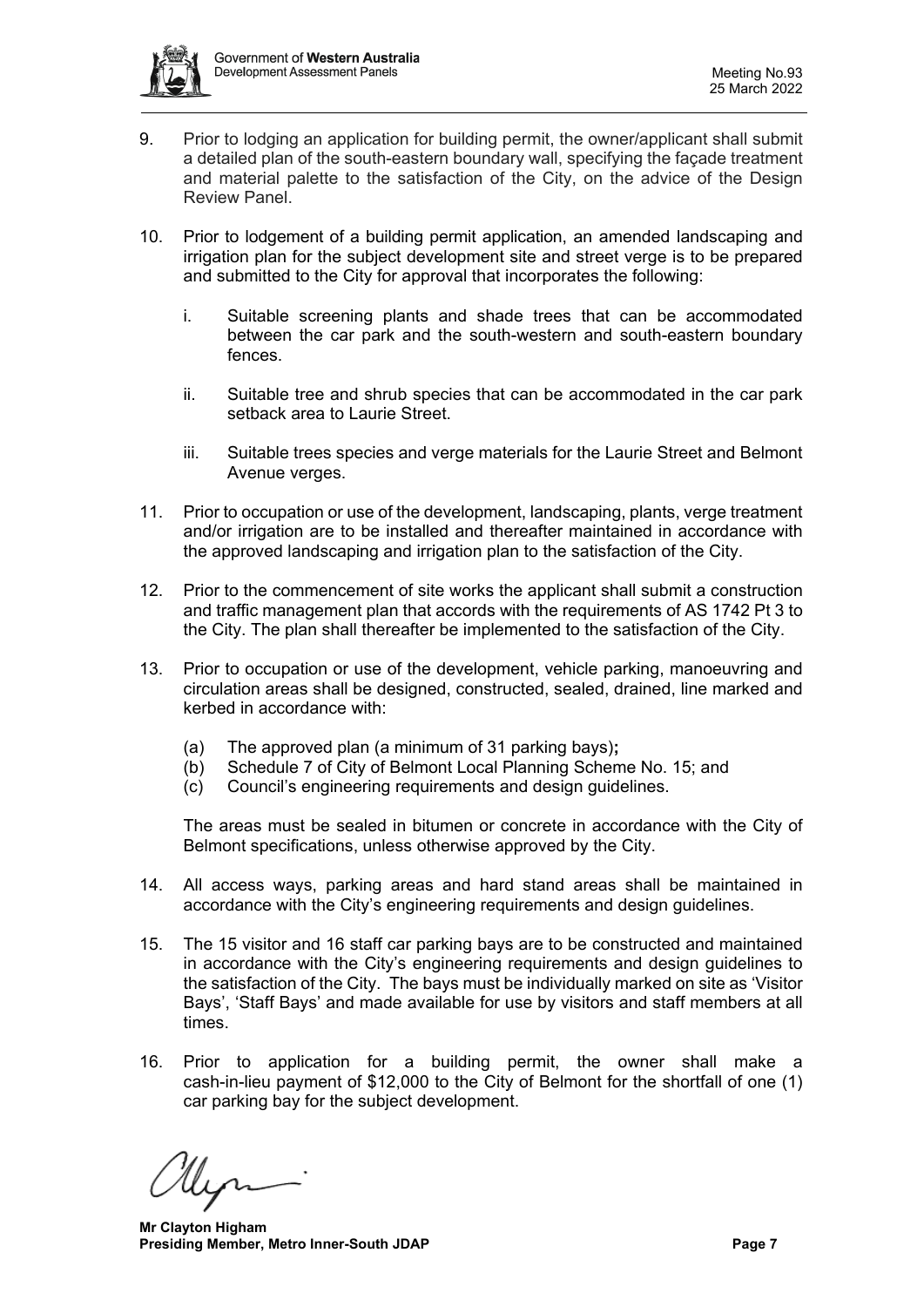9. Prior to lodging an application for building permit, the owner/applicant shall submit a detailed plan of the south-eastern boundary wall, specifying the façade treatment and material palette to the satisfaction of the City, on the advice of the Design Review Panel.

10. Prior to lodgement of a building permit application, an amended landscaping and irrigation plan for the subject development site and street verge is to be prepared and submitted to the City for approval that incorporates the following:

    i. Suitable screening plants and shade trees that can be accommodated between the car park and the south-western and south-eastern boundary fences.

    ii. Suitable tree and shrub species that can be accommodated in the car park setback area to Laurie Street.

    iii. Suitable trees species and verge materials for the Laurie Street and Belmont Avenue verges.

11. Prior to occupation or use of the development, landscaping, plants, verge treatment and/or irrigation are to be installed and thereafter maintained in accordance with the approved landscaping and irrigation plan to the satisfaction of the City.

12. Prior to the commencement of site works the applicant shall submit a construction and traffic management plan that accords with the requirements of AS 1742 Pt 3 to the City. The plan shall thereafter be implemented to the satisfaction of the City.

13. Prior to occupation or use of the development, vehicle parking, manoeuvring and circulation areas shall be designed, constructed, sealed, drained, line marked and kerbed in accordance with:

    (a) The approved plan (a minimum of 31 parking bays)**;**
    (b) Schedule 7 of City of Belmont Local Planning Scheme No. 15; and
    (c) Council's engineering requirements and design guidelines.

    The areas must be sealed in bitumen or concrete in accordance with the City of Belmont specifications, unless otherwise approved by the City.

14. All access ways, parking areas and hard stand areas shall be maintained in accordance with the City's engineering requirements and design guidelines.

15. The 15 visitor and 16 staff car parking bays are to be constructed and maintained in accordance with the City's engineering requirements and design guidelines to the satisfaction of the City. The bays must be individually marked on site as 'Visitor Bays', 'Staff Bays' and made available for use by visitors and staff members at all times.

16. Prior to application for a building permit, the owner shall make a cash-in-lieu payment of $12,000 to the City of Belmont for the shortfall of one (1) car parking bay for the subject development.

**Mr Clayton Higham**
**Presiding Member, Metro Inner-South JDAP**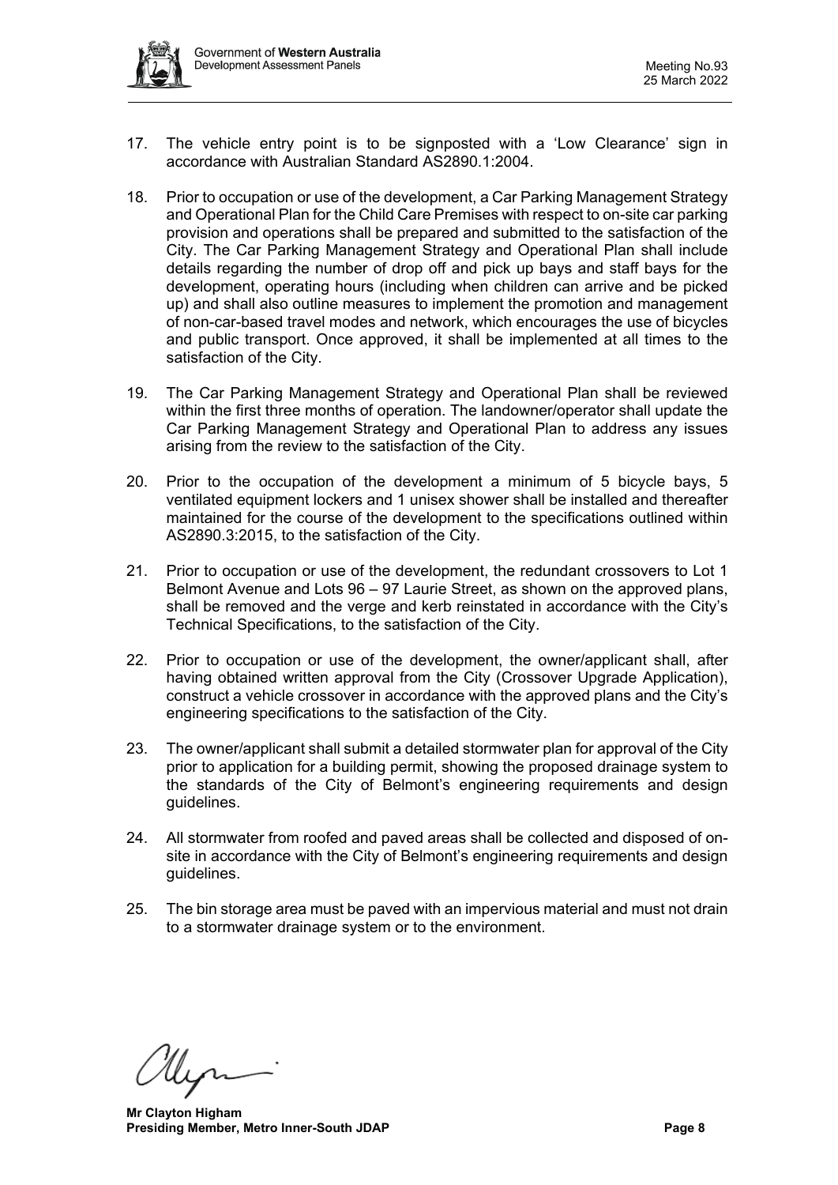17. The vehicle entry point is to be signposted with a 'Low Clearance' sign in accordance with Australian Standard AS2890.1:2004.

18. Prior to occupation or use of the development, a Car Parking Management Strategy and Operational Plan for the Child Care Premises with respect to on-site car parking provision and operations shall be prepared and submitted to the satisfaction of the City. The Car Parking Management Strategy and Operational Plan shall include details regarding the number of drop off and pick up bays and staff bays for the development, operating hours (including when children can arrive and be picked up) and shall also outline measures to implement the promotion and management of non-car-based travel modes and network, which encourages the use of bicycles and public transport. Once approved, it shall be implemented at all times to the satisfaction of the City.

19. The Car Parking Management Strategy and Operational Plan shall be reviewed within the first three months of operation. The landowner/operator shall update the Car Parking Management Strategy and Operational Plan to address any issues arising from the review to the satisfaction of the City.

20. Prior to the occupation of the development a minimum of 5 bicycle bays, 5 ventilated equipment lockers and 1 unisex shower shall be installed and thereafter maintained for the course of the development to the specifications outlined within AS2890.3:2015, to the satisfaction of the City.

21. Prior to occupation or use of the development, the redundant crossovers to Lot 1 Belmont Avenue and Lots 96 – 97 Laurie Street, as shown on the approved plans, shall be removed and the verge and kerb reinstated in accordance with the City's Technical Specifications, to the satisfaction of the City.

22. Prior to occupation or use of the development, the owner/applicant shall, after having obtained written approval from the City (Crossover Upgrade Application), construct a vehicle crossover in accordance with the approved plans and the City's engineering specifications to the satisfaction of the City.

23. The owner/applicant shall submit a detailed stormwater plan for approval of the City prior to application for a building permit, showing the proposed drainage system to the standards of the City of Belmont's engineering requirements and design guidelines.

24. All stormwater from roofed and paved areas shall be collected and disposed of on-site in accordance with the City of Belmont's engineering requirements and design guidelines.

25. The bin storage area must be paved with an impervious material and must not drain to a stormwater drainage system or to the environment.

**Mr Clayton Higham**
**Presiding Member, Metro Inner-South JDAP**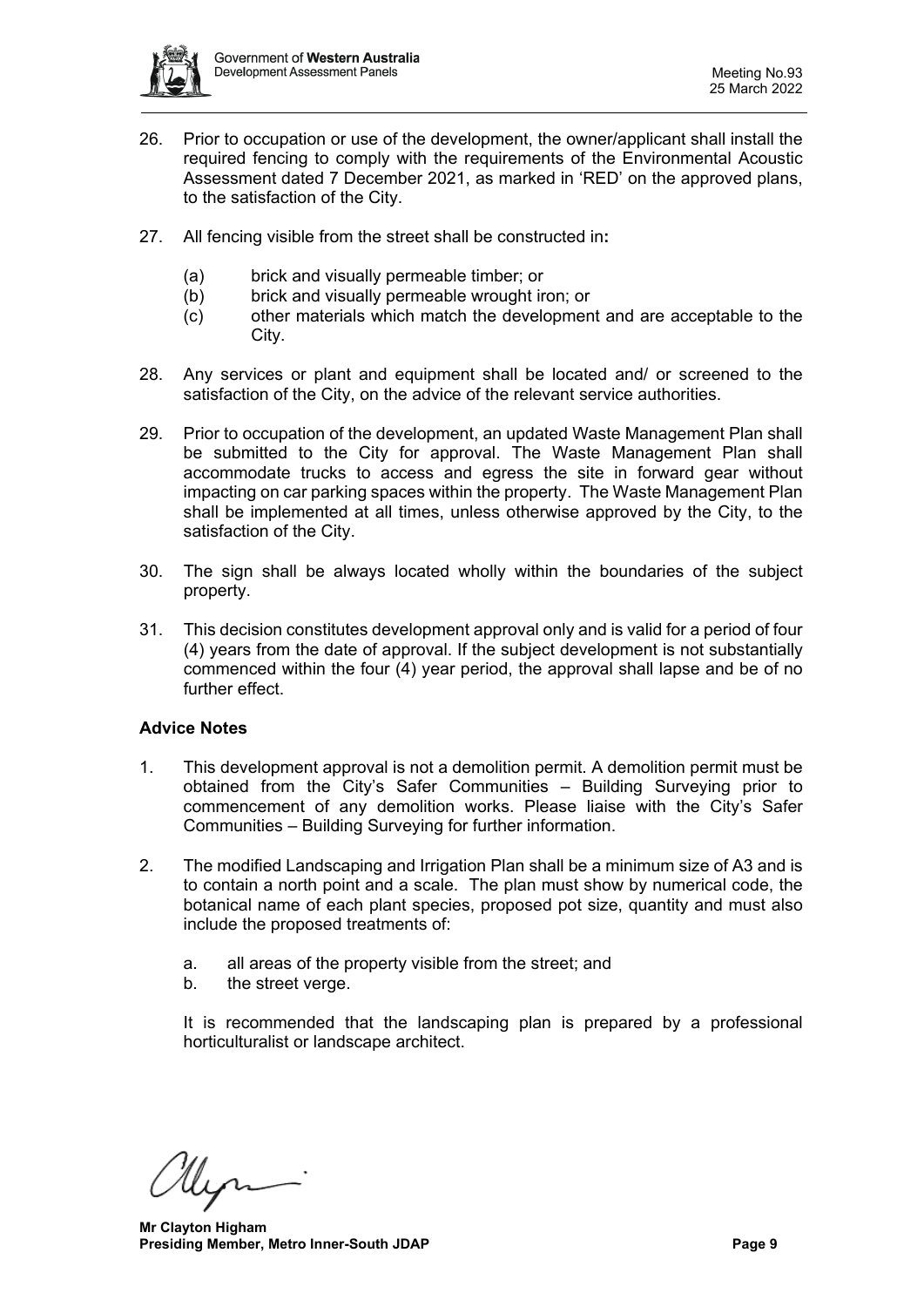26. Prior to occupation or use of the development, the owner/applicant shall install the required fencing to comply with the requirements of the Environmental Acoustic Assessment dated 7 December 2021, as marked in 'RED' on the approved plans, to the satisfaction of the City.

27. All fencing visible from the street shall be constructed in**:**

    (a) brick and visually permeable timber; or
    (b) brick and visually permeable wrought iron; or
    (c) other materials which match the development and are acceptable to the City.

28. Any services or plant and equipment shall be located and/ or screened to the satisfaction of the City, on the advice of the relevant service authorities.

29. Prior to occupation of the development, an updated Waste Management Plan shall be submitted to the City for approval. The Waste Management Plan shall accommodate trucks to access and egress the site in forward gear without impacting on car parking spaces within the property. The Waste Management Plan shall be implemented at all times, unless otherwise approved by the City, to the satisfaction of the City.

30. The sign shall be always located wholly within the boundaries of the subject property.

31. This decision constitutes development approval only and is valid for a period of four (4) years from the date of approval. If the subject development is not substantially commenced within the four (4) year period, the approval shall lapse and be of no further effect.

**Advice Notes**

1. This development approval is not a demolition permit. A demolition permit must be obtained from the City's Safer Communities – Building Surveying prior to commencement of any demolition works. Please liaise with the City's Safer Communities – Building Surveying for further information.

2. The modified Landscaping and Irrigation Plan shall be a minimum size of A3 and is to contain a north point and a scale. The plan must show by numerical code, the botanical name of each plant species, proposed pot size, quantity and must also include the proposed treatments of:

    a. all areas of the property visible from the street; and
    b. the street verge.

    It is recommended that the landscaping plan is prepared by a professional horticulturalist or landscape architect.

**Mr Clayton Higham**
**Presiding Member, Metro Inner-South JDAP**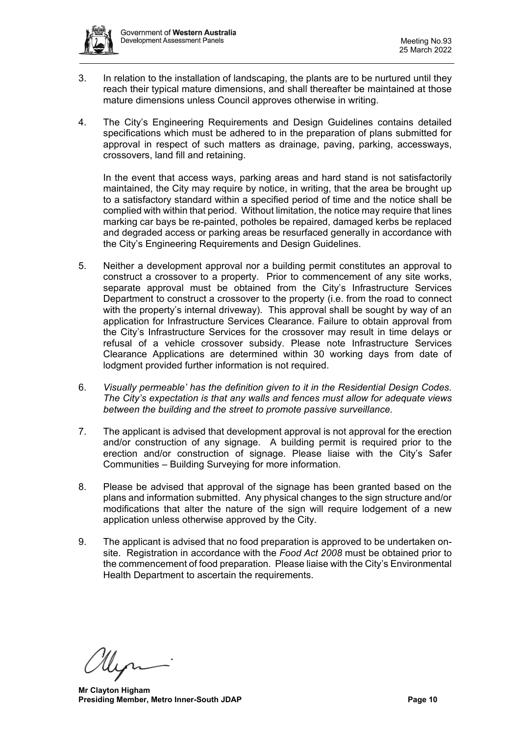3. In relation to the installation of landscaping, the plants are to be nurtured until they reach their typical mature dimensions, and shall thereafter be maintained at those mature dimensions unless Council approves otherwise in writing.

4. The City's Engineering Requirements and Design Guidelines contains detailed specifications which must be adhered to in the preparation of plans submitted for approval in respect of such matters as drainage, paving, parking, accessways, crossovers, land fill and retaining.

   In the event that access ways, parking areas and hard stand is not satisfactorily maintained, the City may require by notice, in writing, that the area be brought up to a satisfactory standard within a specified period of time and the notice shall be complied with within that period. Without limitation, the notice may require that lines marking car bays be re-painted, potholes be repaired, damaged kerbs be replaced and degraded access or parking areas be resurfaced generally in accordance with the City's Engineering Requirements and Design Guidelines.

5. Neither a development approval nor a building permit constitutes an approval to construct a crossover to a property. Prior to commencement of any site works, separate approval must be obtained from the City's Infrastructure Services Department to construct a crossover to the property (i.e. from the road to connect with the property's internal driveway). This approval shall be sought by way of an application for Infrastructure Services Clearance. Failure to obtain approval from the City's Infrastructure Services for the crossover may result in time delays or refusal of a vehicle crossover subsidy. Please note Infrastructure Services Clearance Applications are determined within 30 working days from date of lodgment provided further information is not required.

6. *Visually permeable' has the definition given to it in the Residential Design Codes. The City's expectation is that any walls and fences must allow for adequate views between the building and the street to promote passive surveillance.*

7. The applicant is advised that development approval is not approval for the erection and/or construction of any signage. A building permit is required prior to the erection and/or construction of signage. Please liaise with the City's Safer Communities – Building Surveying for more information.

8. Please be advised that approval of the signage has been granted based on the plans and information submitted. Any physical changes to the sign structure and/or modifications that alter the nature of the sign will require lodgement of a new application unless otherwise approved by the City.

9. The applicant is advised that no food preparation is approved to be undertaken on-site. Registration in accordance with the *Food Act 2008* must be obtained prior to the commencement of food preparation. Please liaise with the City's Environmental Health Department to ascertain the requirements.

**Mr Clayton Higham**
**Presiding Member, Metro Inner-South JDAP**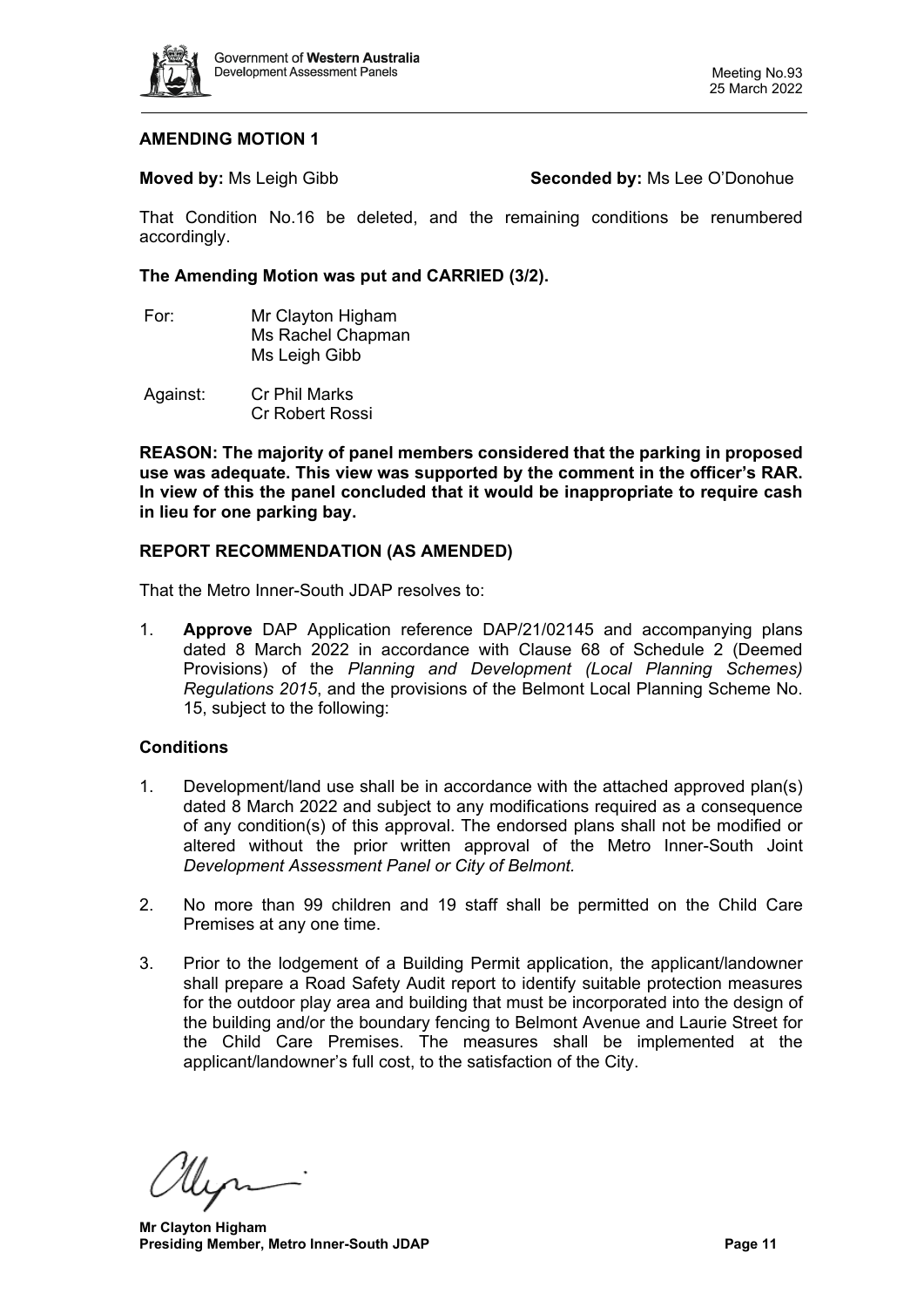**AMENDING MOTION 1**

**Moved by:** Ms Leigh Gibb **Seconded by:** Ms Lee O'Donohue

That Condition No.16 be deleted, and the remaining conditions be renumbered accordingly.

**The Amending Motion was put and CARRIED (3/2).**

For: Mr Clayton Higham
Ms Rachel Chapman
Ms Leigh Gibb

Against: Cr Phil Marks
Cr Robert Rossi

**REASON: The majority of panel members considered that the parking in proposed use was adequate. This view was supported by the comment in the officer's RAR. In view of this the panel concluded that it would be inappropriate to require cash in lieu for one parking bay.**

**REPORT RECOMMENDATION (AS AMENDED)**

That the Metro Inner-South JDAP resolves to:

1. **Approve** DAP Application reference DAP/21/02145 and accompanying plans dated 8 March 2022 in accordance with Clause 68 of Schedule 2 (Deemed Provisions) of the *Planning and Development (Local Planning Schemes) Regulations 2015*, and the provisions of the Belmont Local Planning Scheme No. 15, subject to the following:

**Conditions**

1. Development/land use shall be in accordance with the attached approved plan(s) dated 8 March 2022 and subject to any modifications required as a consequence of any condition(s) of this approval. The endorsed plans shall not be modified or altered without the prior written approval of the Metro Inner-South Joint *Development Assessment Panel or City of Belmont.*

2. No more than 99 children and 19 staff shall be permitted on the Child Care Premises at any one time.

3. Prior to the lodgement of a Building Permit application, the applicant/landowner shall prepare a Road Safety Audit report to identify suitable protection measures for the outdoor play area and building that must be incorporated into the design of the building and/or the boundary fencing to Belmont Avenue and Laurie Street for the Child Care Premises. The measures shall be implemented at the applicant/landowner's full cost, to the satisfaction of the City.

**Mr Clayton Higham**
**Presiding Member, Metro Inner-South JDAP**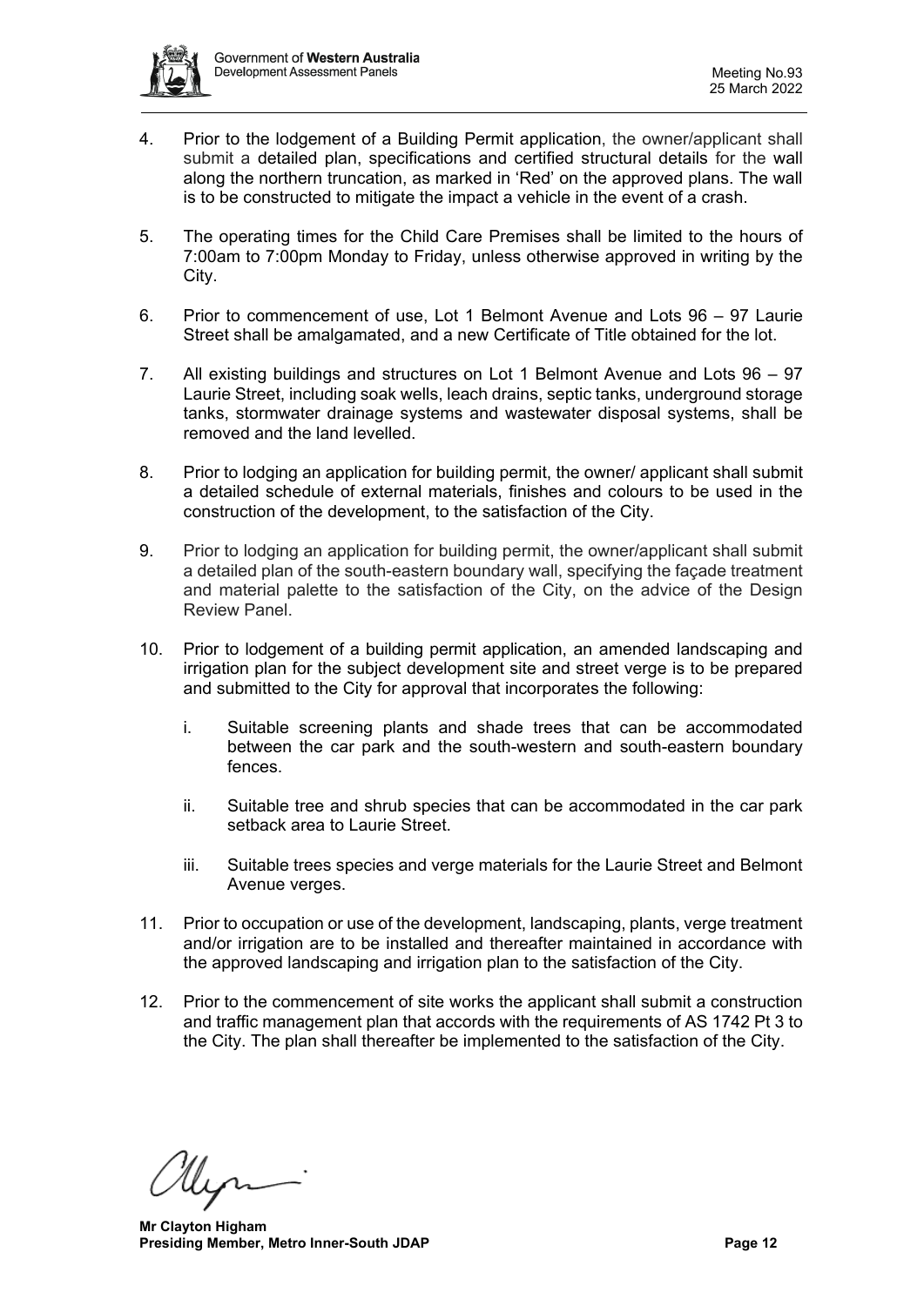4. Prior to the lodgement of a Building Permit application, the owner/applicant shall submit a detailed plan, specifications and certified structural details for the wall along the northern truncation, as marked in 'Red' on the approved plans. The wall is to be constructed to mitigate the impact a vehicle in the event of a crash.

5. The operating times for the Child Care Premises shall be limited to the hours of 7:00am to 7:00pm Monday to Friday, unless otherwise approved in writing by the City.

6. Prior to commencement of use, Lot 1 Belmont Avenue and Lots 96 – 97 Laurie Street shall be amalgamated, and a new Certificate of Title obtained for the lot.

7. All existing buildings and structures on Lot 1 Belmont Avenue and Lots 96 – 97 Laurie Street, including soak wells, leach drains, septic tanks, underground storage tanks, stormwater drainage systems and wastewater disposal systems, shall be removed and the land levelled.

8. Prior to lodging an application for building permit, the owner/ applicant shall submit a detailed schedule of external materials, finishes and colours to be used in the construction of the development, to the satisfaction of the City.

9. Prior to lodging an application for building permit, the owner/applicant shall submit a detailed plan of the south-eastern boundary wall, specifying the façade treatment and material palette to the satisfaction of the City, on the advice of the Design Review Panel.

10. Prior to lodgement of a building permit application, an amended landscaping and irrigation plan for the subject development site and street verge is to be prepared and submitted to the City for approval that incorporates the following:

    i. Suitable screening plants and shade trees that can be accommodated between the car park and the south-western and south-eastern boundary fences.

    ii. Suitable tree and shrub species that can be accommodated in the car park setback area to Laurie Street.

    iii. Suitable trees species and verge materials for the Laurie Street and Belmont Avenue verges.

11. Prior to occupation or use of the development, landscaping, plants, verge treatment and/or irrigation are to be installed and thereafter maintained in accordance with the approved landscaping and irrigation plan to the satisfaction of the City.

12. Prior to the commencement of site works the applicant shall submit a construction and traffic management plan that accords with the requirements of AS 1742 Pt 3 to the City. The plan shall thereafter be implemented to the satisfaction of the City.

**Mr Clayton Higham**
**Presiding Member, Metro Inner-South JDAP**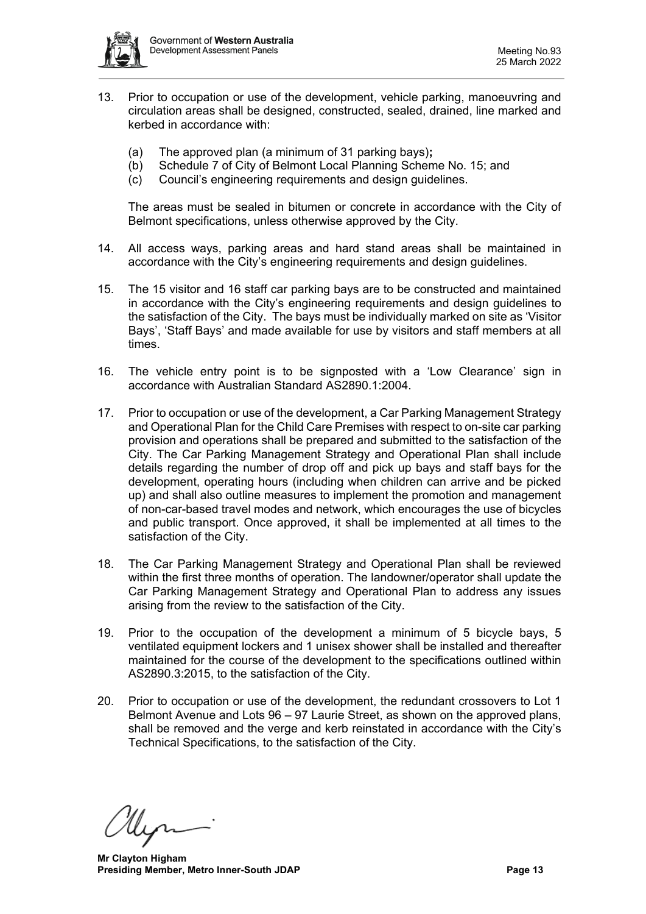13. Prior to occupation or use of the development, vehicle parking, manoeuvring and circulation areas shall be designed, constructed, sealed, drained, line marked and kerbed in accordance with:

    (a) The approved plan (a minimum of 31 parking bays)**;**
    (b) Schedule 7 of City of Belmont Local Planning Scheme No. 15; and
    (c) Council's engineering requirements and design guidelines.

    The areas must be sealed in bitumen or concrete in accordance with the City of Belmont specifications, unless otherwise approved by the City.

14. All access ways, parking areas and hard stand areas shall be maintained in accordance with the City's engineering requirements and design guidelines.

15. The 15 visitor and 16 staff car parking bays are to be constructed and maintained in accordance with the City's engineering requirements and design guidelines to the satisfaction of the City. The bays must be individually marked on site as 'Visitor Bays', 'Staff Bays' and made available for use by visitors and staff members at all times.

16. The vehicle entry point is to be signposted with a 'Low Clearance' sign in accordance with Australian Standard AS2890.1:2004.

17. Prior to occupation or use of the development, a Car Parking Management Strategy and Operational Plan for the Child Care Premises with respect to on-site car parking provision and operations shall be prepared and submitted to the satisfaction of the City. The Car Parking Management Strategy and Operational Plan shall include details regarding the number of drop off and pick up bays and staff bays for the development, operating hours (including when children can arrive and be picked up) and shall also outline measures to implement the promotion and management of non-car-based travel modes and network, which encourages the use of bicycles and public transport. Once approved, it shall be implemented at all times to the satisfaction of the City.

18. The Car Parking Management Strategy and Operational Plan shall be reviewed within the first three months of operation. The landowner/operator shall update the Car Parking Management Strategy and Operational Plan to address any issues arising from the review to the satisfaction of the City.

19. Prior to the occupation of the development a minimum of 5 bicycle bays, 5 ventilated equipment lockers and 1 unisex shower shall be installed and thereafter maintained for the course of the development to the specifications outlined within AS2890.3:2015, to the satisfaction of the City.

20. Prior to occupation or use of the development, the redundant crossovers to Lot 1 Belmont Avenue and Lots 96 – 97 Laurie Street, as shown on the approved plans, shall be removed and the verge and kerb reinstated in accordance with the City's Technical Specifications, to the satisfaction of the City.

**Mr Clayton Higham**
**Presiding Member, Metro Inner-South JDAP**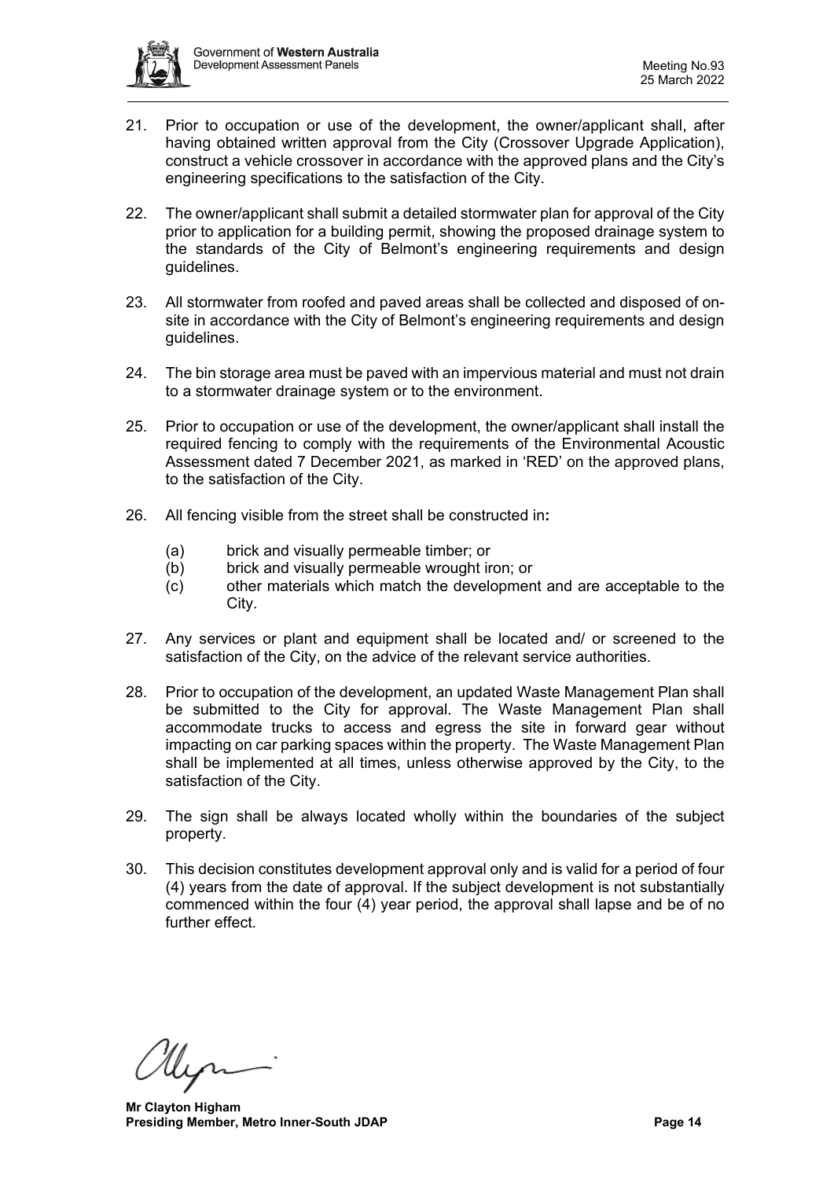21. Prior to occupation or use of the development, the owner/applicant shall, after having obtained written approval from the City (Crossover Upgrade Application), construct a vehicle crossover in accordance with the approved plans and the City's engineering specifications to the satisfaction of the City.

22. The owner/applicant shall submit a detailed stormwater plan for approval of the City prior to application for a building permit, showing the proposed drainage system to the standards of the City of Belmont's engineering requirements and design guidelines.

23. All stormwater from roofed and paved areas shall be collected and disposed of on-site in accordance with the City of Belmont's engineering requirements and design guidelines.

24. The bin storage area must be paved with an impervious material and must not drain to a stormwater drainage system or to the environment.

25. Prior to occupation or use of the development, the owner/applicant shall install the required fencing to comply with the requirements of the Environmental Acoustic Assessment dated 7 December 2021, as marked in 'RED' on the approved plans, to the satisfaction of the City.

26. All fencing visible from the street shall be constructed in**:**

    (a) brick and visually permeable timber; or
    (b) brick and visually permeable wrought iron; or
    (c) other materials which match the development and are acceptable to the City.

27. Any services or plant and equipment shall be located and/ or screened to the satisfaction of the City, on the advice of the relevant service authorities.

28. Prior to occupation of the development, an updated Waste Management Plan shall be submitted to the City for approval. The Waste Management Plan shall accommodate trucks to access and egress the site in forward gear without impacting on car parking spaces within the property. The Waste Management Plan shall be implemented at all times, unless otherwise approved by the City, to the satisfaction of the City.

29. The sign shall be always located wholly within the boundaries of the subject property.

30. This decision constitutes development approval only and is valid for a period of four (4) years from the date of approval. If the subject development is not substantially commenced within the four (4) year period, the approval shall lapse and be of no further effect.

**Mr Clayton Higham**
**Presiding Member, Metro Inner-South JDAP**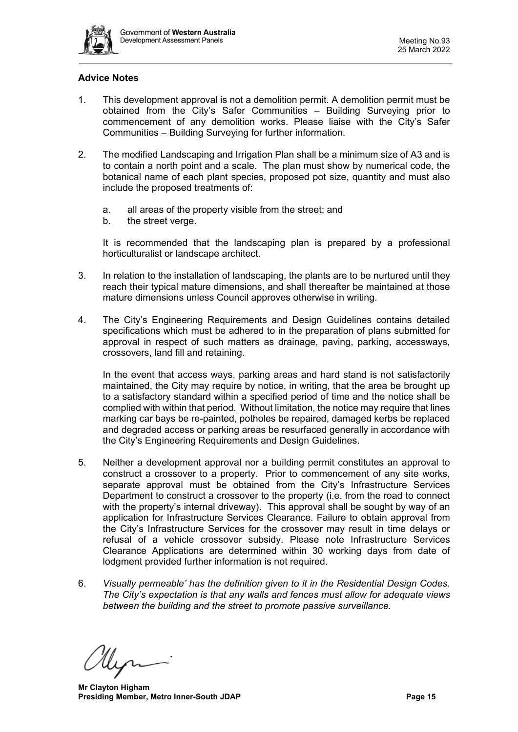## Advice Notes

1. This development approval is not a demolition permit. A demolition permit must be obtained from the City's Safer Communities – Building Surveying prior to commencement of any demolition works. Please liaise with the City's Safer Communities – Building Surveying for further information.

2. The modified Landscaping and Irrigation Plan shall be a minimum size of A3 and is to contain a north point and a scale. The plan must show by numerical code, the botanical name of each plant species, proposed pot size, quantity and must also include the proposed treatments of:

   a. all areas of the property visible from the street; and
   b. the street verge.

   It is recommended that the landscaping plan is prepared by a professional horticulturalist or landscape architect.

3. In relation to the installation of landscaping, the plants are to be nurtured until they reach their typical mature dimensions, and shall thereafter be maintained at those mature dimensions unless Council approves otherwise in writing.

4. The City's Engineering Requirements and Design Guidelines contains detailed specifications which must be adhered to in the preparation of plans submitted for approval in respect of such matters as drainage, paving, parking, accessways, crossovers, land fill and retaining.

   In the event that access ways, parking areas and hard stand is not satisfactorily maintained, the City may require by notice, in writing, that the area be brought up to a satisfactory standard within a specified period of time and the notice shall be complied with within that period. Without limitation, the notice may require that lines marking car bays be re-painted, potholes be repaired, damaged kerbs be replaced and degraded access or parking areas be resurfaced generally in accordance with the City's Engineering Requirements and Design Guidelines.

5. Neither a development approval nor a building permit constitutes an approval to construct a crossover to a property. Prior to commencement of any site works, separate approval must be obtained from the City's Infrastructure Services Department to construct a crossover to the property (i.e. from the road to connect with the property's internal driveway). This approval shall be sought by way of an application for Infrastructure Services Clearance. Failure to obtain approval from the City's Infrastructure Services for the crossover may result in time delays or refusal of a vehicle crossover subsidy. Please note Infrastructure Services Clearance Applications are determined within 30 working days from date of lodgment provided further information is not required.

6. *Visually permeable' has the definition given to it in the Residential Design Codes. The City's expectation is that any walls and fences must allow for adequate views between the building and the street to promote passive surveillance.*

**Mr Clayton Higham**
**Presiding Member, Metro Inner-South JDAP**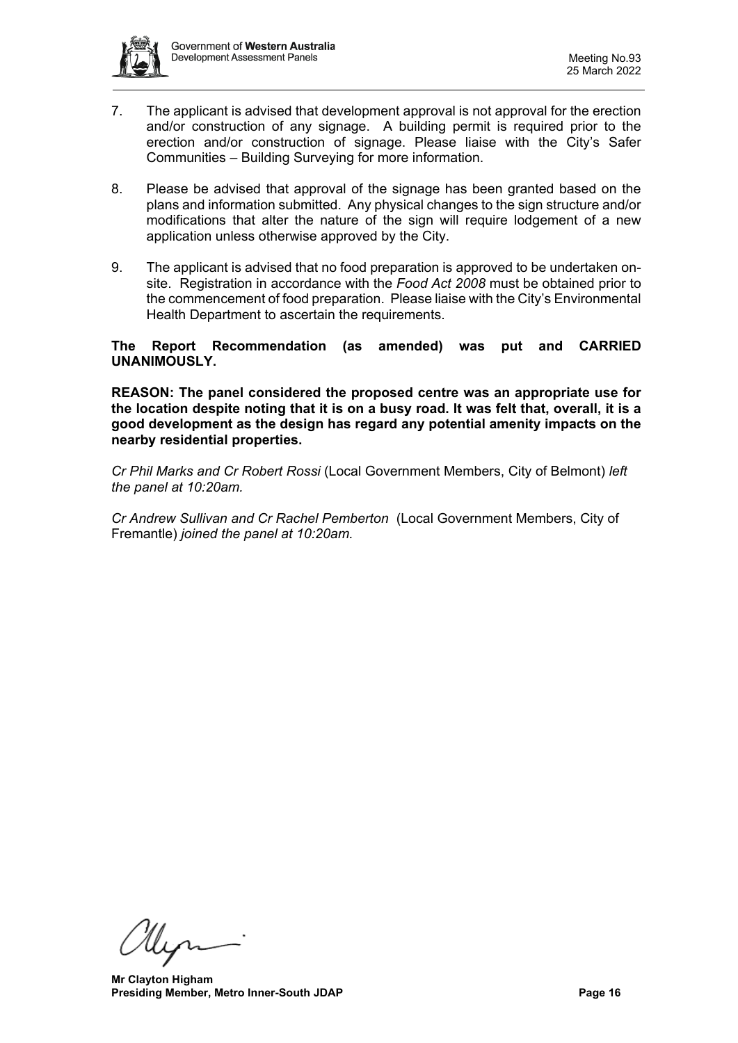7. The applicant is advised that development approval is not approval for the erection and/or construction of any signage. A building permit is required prior to the erection and/or construction of signage. Please liaise with the City's Safer Communities – Building Surveying for more information.

8. Please be advised that approval of the signage has been granted based on the plans and information submitted. Any physical changes to the sign structure and/or modifications that alter the nature of the sign will require lodgement of a new application unless otherwise approved by the City.

9. The applicant is advised that no food preparation is approved to be undertaken on-site. Registration in accordance with the *Food Act 2008* must be obtained prior to the commencement of food preparation. Please liaise with the City's Environmental Health Department to ascertain the requirements.

**The Report Recommendation (as amended) was put and CARRIED UNANIMOUSLY.**

**REASON: The panel considered the proposed centre was an appropriate use for the location despite noting that it is on a busy road. It was felt that, overall, it is a good development as the design has regard any potential amenity impacts on the nearby residential properties.**

*Cr Phil Marks and Cr Robert Rossi* (Local Government Members, City of Belmont) *left the panel at 10:20am.*

*Cr Andrew Sullivan and Cr Rachel Pemberton* (Local Government Members, City of Fremantle) *joined the panel at 10:20am.*

**Mr Clayton Higham**
**Presiding Member, Metro Inner-South JDAP**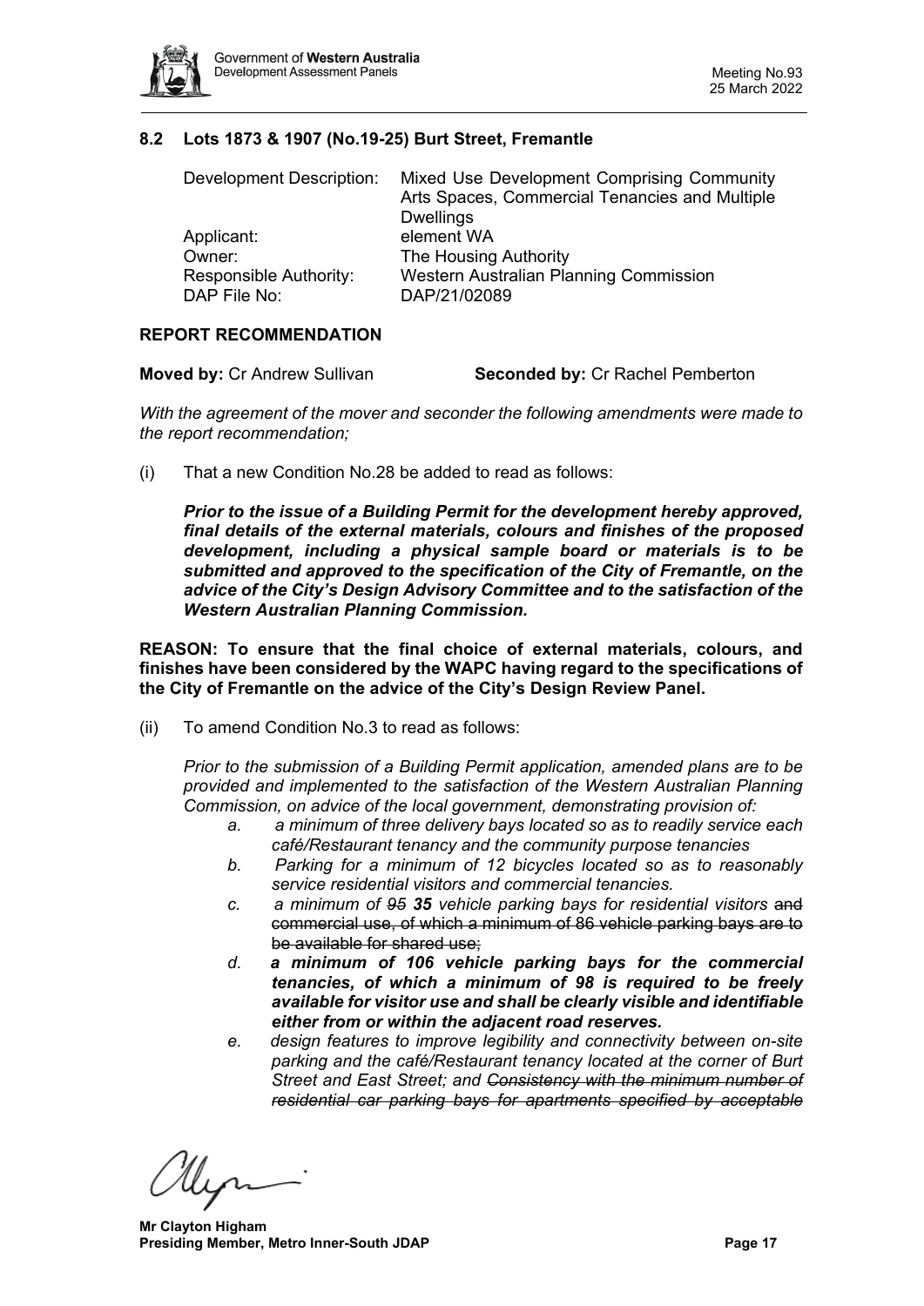### 8.2 Lots 1873 & 1907 (No.19-25) Burt Street, Fremantle

| | |
|---|---|
| Development Description: | Mixed Use Development Comprising Community Arts Spaces, Commercial Tenancies and Multiple Dwellings |
| Applicant: | element WA |
| Owner: | The Housing Authority |
| Responsible Authority: | Western Australian Planning Commission |
| DAP File No: | DAP/21/02089 |

**REPORT RECOMMENDATION**

**Moved by:** Cr Andrew Sullivan **Seconded by:** Cr Rachel Pemberton

*With the agreement of the mover and seconder the following amendments were made to the report recommendation;*

(i) That a new Condition No.28 be added to read as follows:

***Prior to the issue of a Building Permit for the development hereby approved, final details of the external materials, colours and finishes of the proposed development, including a physical sample board or materials is to be submitted and approved to the specification of the City of Fremantle, on the advice of the City's Design Advisory Committee and to the satisfaction of the Western Australian Planning Commission.***

**REASON: To ensure that the final choice of external materials, colours, and finishes have been considered by the WAPC having regard to the specifications of the City of Fremantle on the advice of the City's Design Review Panel.**

(ii) To amend Condition No.3 to read as follows:

*Prior to the submission of a Building Permit application, amended plans are to be provided and implemented to the satisfaction of the Western Australian Planning Commission, on advice of the local government, demonstrating provision of:*

- *a. a minimum of three delivery bays located so as to readily service each café/Restaurant tenancy and the community purpose tenancies*
- *b. Parking for a minimum of 12 bicycles located so as to reasonably service residential visitors and commercial tenancies.*
- *c. a minimum of ~~95~~ **35** vehicle parking bays for residential visitors* ~~and commercial use, of which a minimum of 86 vehicle parking bays are to be available for shared use;~~
- ***d. a minimum of 106 vehicle parking bays for the commercial tenancies, of which a minimum of 98 is required to be freely available for visitor use and shall be clearly visible and identifiable either from or within the adjacent road reserves.***
- *e. design features to improve legibility and connectivity between on-site parking and the café/Restaurant tenancy located at the corner of Burt Street and East Street; and ~~Consistency with the minimum number of residential car parking bays for apartments specified by acceptable~~*

**Mr Clayton Higham**
**Presiding Member, Metro Inner-South JDAP**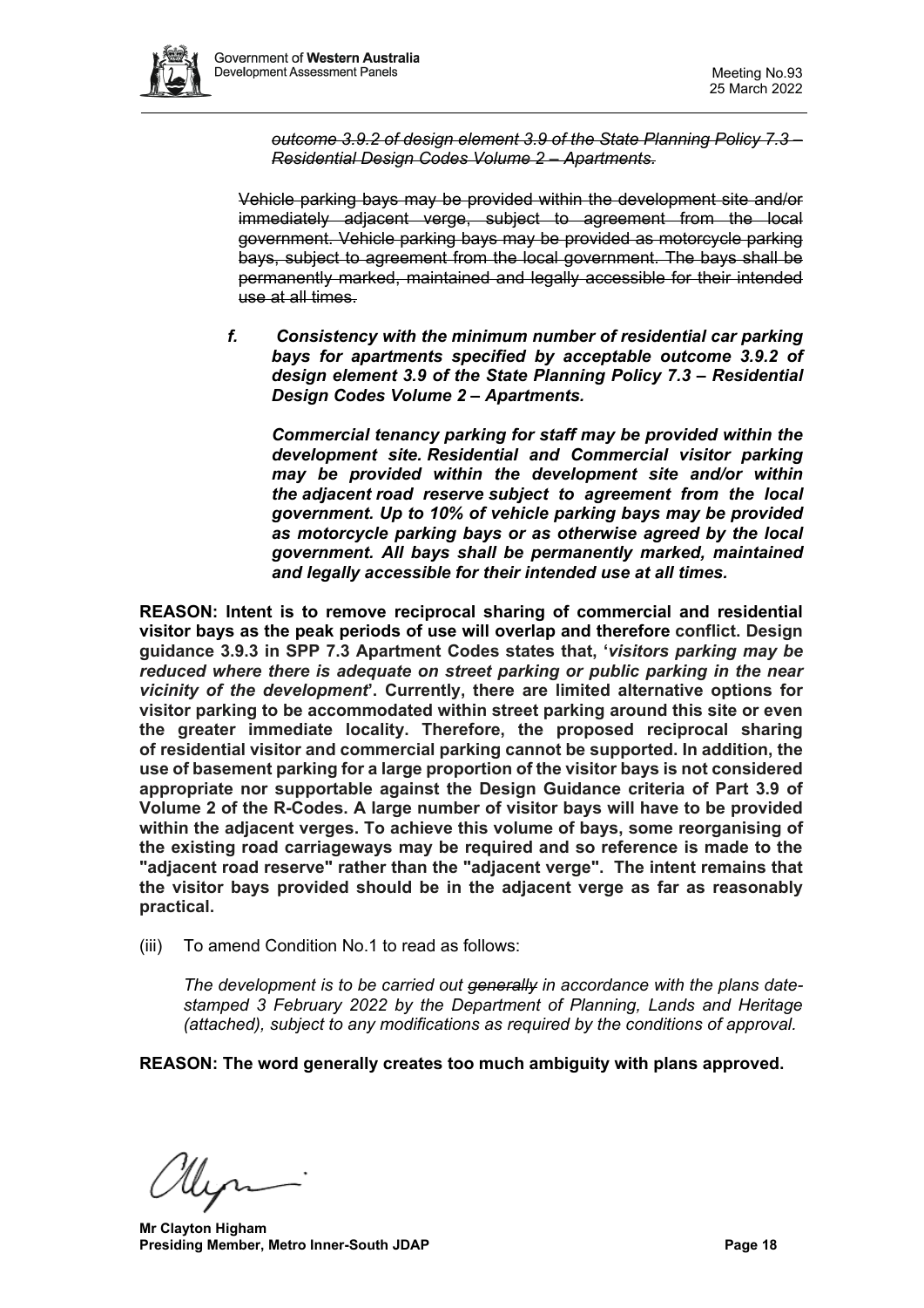~~*outcome 3.9.2 of design element 3.9 of the State Planning Policy 7.3 – Residential Design Codes Volume 2 – Apartments.*~~

~~Vehicle parking bays may be provided within the development site and/or immediately adjacent verge, subject to agreement from the local government. Vehicle parking bays may be provided as motorcycle parking bays, subject to agreement from the local government. The bays shall be permanently marked, maintained and legally accessible for their intended use at all times.~~

***f. Consistency with the minimum number of residential car parking bays for apartments specified by acceptable outcome 3.9.2 of design element 3.9 of the State Planning Policy 7.3 – Residential Design Codes Volume 2 – Apartments.***

***Commercial tenancy parking for staff may be provided within the development site. Residential and Commercial visitor parking may be provided within the development site and/or within the adjacent road reserve subject to agreement from the local government. Up to 10% of vehicle parking bays may be provided as motorcycle parking bays or as otherwise agreed by the local government. All bays shall be permanently marked, maintained and legally accessible for their intended use at all times.***

**REASON: Intent is to remove reciprocal sharing of commercial and residential visitor bays as the peak periods of use will overlap and therefore conflict. Design guidance 3.9.3 in SPP 7.3 Apartment Codes states that, '*visitors parking may be reduced where there is adequate on street parking or public parking in the near vicinity of the development*'. Currently, there are limited alternative options for visitor parking to be accommodated within street parking around this site or even the greater immediate locality. Therefore, the proposed reciprocal sharing of residential visitor and commercial parking cannot be supported. In addition, the use of basement parking for a large proportion of the visitor bays is not considered appropriate nor supportable against the Design Guidance criteria of Part 3.9 of Volume 2 of the R-Codes. A large number of visitor bays will have to be provided within the adjacent verges. To achieve this volume of bays, some reorganising of the existing road carriageways may be required and so reference is made to the "adjacent road reserve" rather than the "adjacent verge". The intent remains that the visitor bays provided should be in the adjacent verge as far as reasonably practical.**

(iii) To amend Condition No.1 to read as follows:

*The development is to be carried out ~~generally~~ in accordance with the plans date-stamped 3 February 2022 by the Department of Planning, Lands and Heritage (attached), subject to any modifications as required by the conditions of approval.*

**REASON: The word generally creates too much ambiguity with plans approved.**

**Mr Clayton Higham**
**Presiding Member, Metro Inner-South JDAP**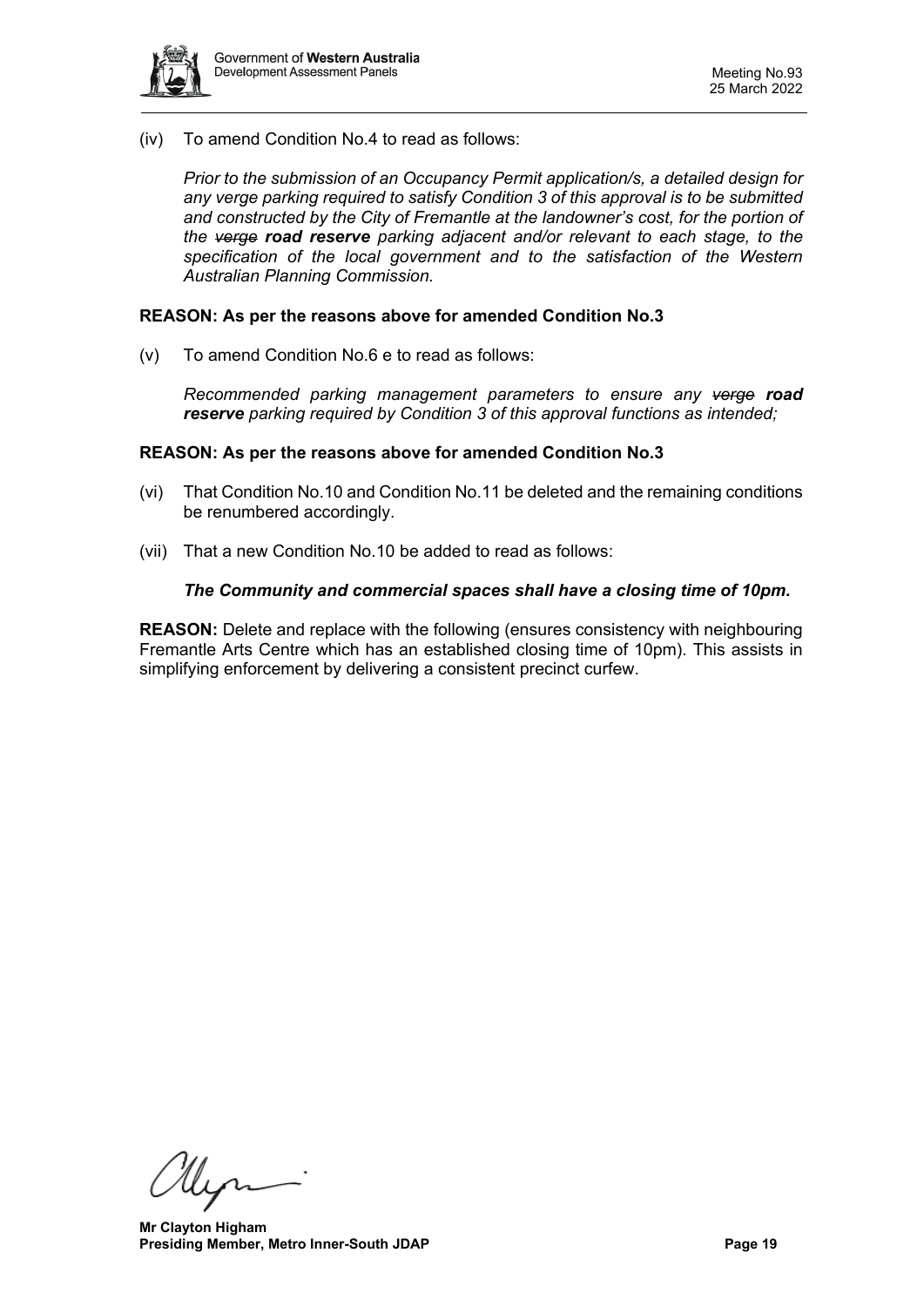(iv) To amend Condition No.4 to read as follows:

*Prior to the submission of an Occupancy Permit application/s, a detailed design for any verge parking required to satisfy Condition 3 of this approval is to be submitted and constructed by the City of Fremantle at the landowner's cost, for the portion of the ~~verge~~ **road reserve** parking adjacent and/or relevant to each stage, to the specification of the local government and to the satisfaction of the Western Australian Planning Commission.*

**REASON: As per the reasons above for amended Condition No.3**

(v) To amend Condition No.6 e to read as follows:

*Recommended parking management parameters to ensure any ~~verge~~ **road reserve** parking required by Condition 3 of this approval functions as intended;*

**REASON: As per the reasons above for amended Condition No.3**

(vi) That Condition No.10 and Condition No.11 be deleted and the remaining conditions be renumbered accordingly.

(vii) That a new Condition No.10 be added to read as follows:

***The Community and commercial spaces shall have a closing time of 10pm.***

**REASON:** Delete and replace with the following (ensures consistency with neighbouring Fremantle Arts Centre which has an established closing time of 10pm). This assists in simplifying enforcement by delivering a consistent precinct curfew.

**Mr Clayton Higham**
**Presiding Member, Metro Inner-South JDAP**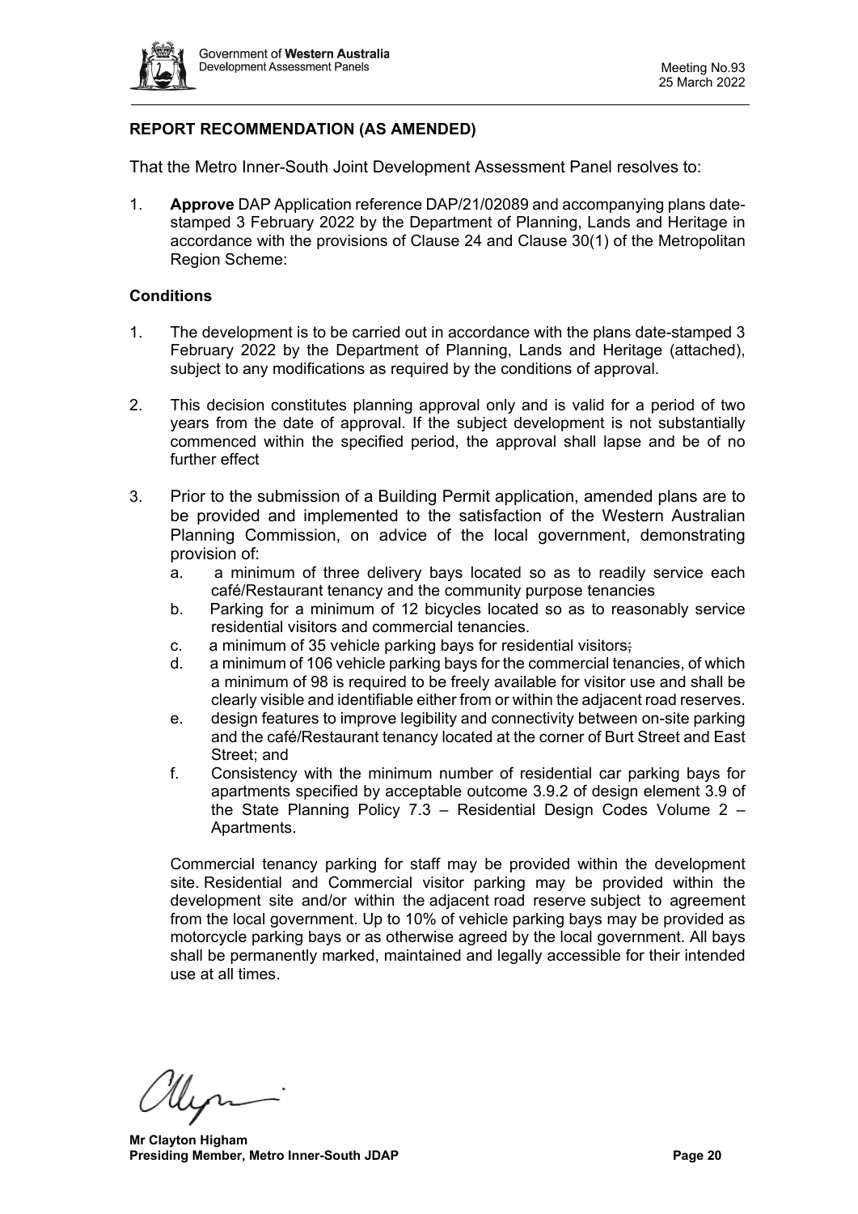**REPORT RECOMMENDATION (AS AMENDED)**

That the Metro Inner-South Joint Development Assessment Panel resolves to:

1. **Approve** DAP Application reference DAP/21/02089 and accompanying plans date-stamped 3 February 2022 by the Department of Planning, Lands and Heritage in accordance with the provisions of Clause 24 and Clause 30(1) of the Metropolitan Region Scheme:

**Conditions**

1. The development is to be carried out in accordance with the plans date-stamped 3 February 2022 by the Department of Planning, Lands and Heritage (attached), subject to any modifications as required by the conditions of approval.

2. This decision constitutes planning approval only and is valid for a period of two years from the date of approval. If the subject development is not substantially commenced within the specified period, the approval shall lapse and be of no further effect

3. Prior to the submission of a Building Permit application, amended plans are to be provided and implemented to the satisfaction of the Western Australian Planning Commission, on advice of the local government, demonstrating provision of:
   a. a minimum of three delivery bays located so as to readily service each café/Restaurant tenancy and the community purpose tenancies
   b. Parking for a minimum of 12 bicycles located so as to reasonably service residential visitors and commercial tenancies.
   c. a minimum of 35 vehicle parking bays for residential visitors~~;~~
   d. a minimum of 106 vehicle parking bays for the commercial tenancies, of which a minimum of 98 is required to be freely available for visitor use and shall be clearly visible and identifiable either from or within the adjacent road reserves.
   e. design features to improve legibility and connectivity between on-site parking and the café/Restaurant tenancy located at the corner of Burt Street and East Street; and
   f. Consistency with the minimum number of residential car parking bays for apartments specified by acceptable outcome 3.9.2 of design element 3.9 of the State Planning Policy 7.3 – Residential Design Codes Volume 2 – Apartments.

   Commercial tenancy parking for staff may be provided within the development site. Residential and Commercial visitor parking may be provided within the development site and/or within the adjacent road reserve subject to agreement from the local government. Up to 10% of vehicle parking bays may be provided as motorcycle parking bays or as otherwise agreed by the local government. All bays shall be permanently marked, maintained and legally accessible for their intended use at all times.

**Mr Clayton Higham**
**Presiding Member, Metro Inner-South JDAP**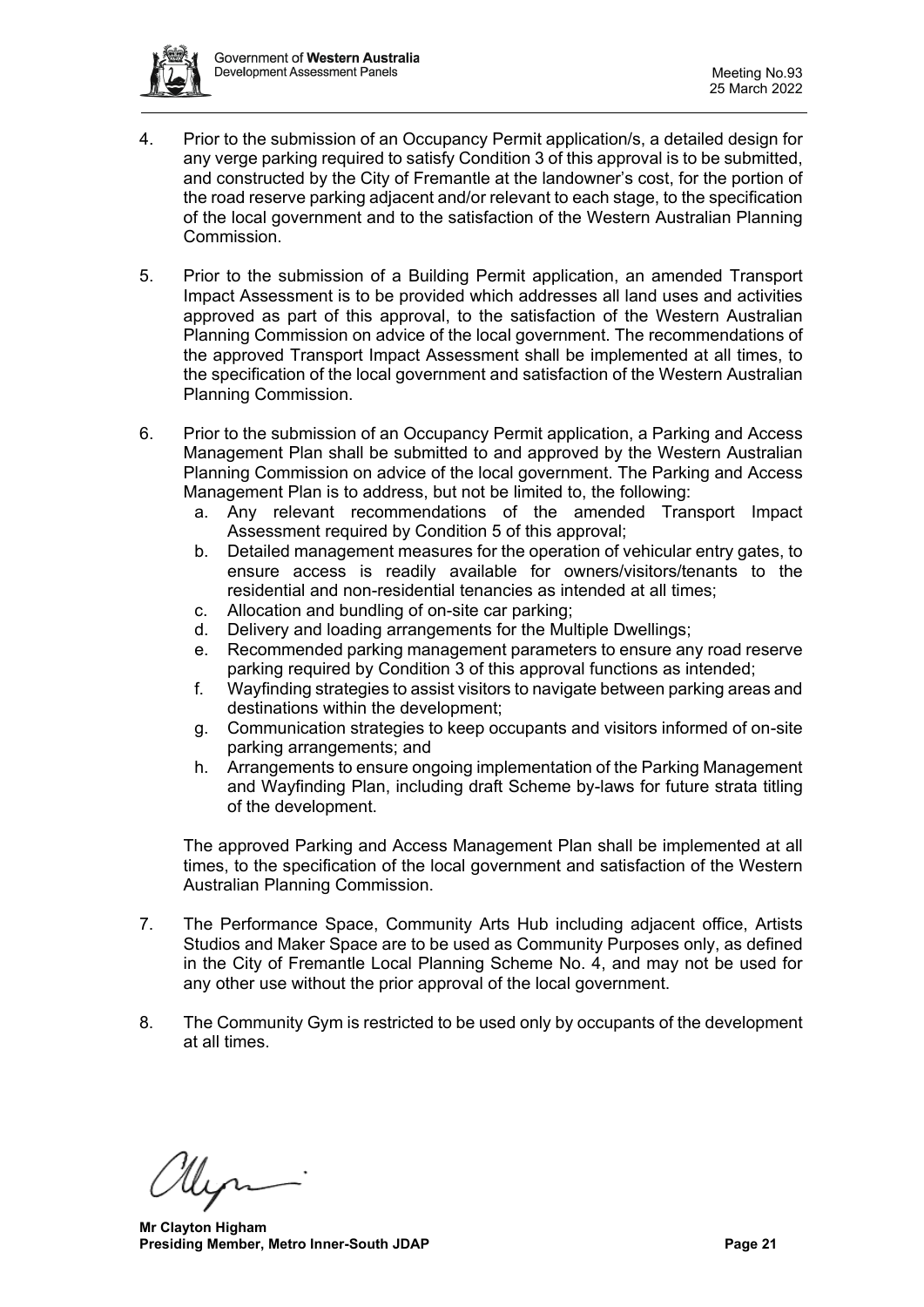4. Prior to the submission of an Occupancy Permit application/s, a detailed design for any verge parking required to satisfy Condition 3 of this approval is to be submitted, and constructed by the City of Fremantle at the landowner's cost, for the portion of the road reserve parking adjacent and/or relevant to each stage, to the specification of the local government and to the satisfaction of the Western Australian Planning Commission.

5. Prior to the submission of a Building Permit application, an amended Transport Impact Assessment is to be provided which addresses all land uses and activities approved as part of this approval, to the satisfaction of the Western Australian Planning Commission on advice of the local government. The recommendations of the approved Transport Impact Assessment shall be implemented at all times, to the specification of the local government and satisfaction of the Western Australian Planning Commission.

6. Prior to the submission of an Occupancy Permit application, a Parking and Access Management Plan shall be submitted to and approved by the Western Australian Planning Commission on advice of the local government. The Parking and Access Management Plan is to address, but not be limited to, the following:
   a. Any relevant recommendations of the amended Transport Impact Assessment required by Condition 5 of this approval;
   b. Detailed management measures for the operation of vehicular entry gates, to ensure access is readily available for owners/visitors/tenants to the residential and non-residential tenancies as intended at all times;
   c. Allocation and bundling of on-site car parking;
   d. Delivery and loading arrangements for the Multiple Dwellings;
   e. Recommended parking management parameters to ensure any road reserve parking required by Condition 3 of this approval functions as intended;
   f. Wayfinding strategies to assist visitors to navigate between parking areas and destinations within the development;
   g. Communication strategies to keep occupants and visitors informed of on-site parking arrangements; and
   h. Arrangements to ensure ongoing implementation of the Parking Management and Wayfinding Plan, including draft Scheme by-laws for future strata titling of the development.

   The approved Parking and Access Management Plan shall be implemented at all times, to the specification of the local government and satisfaction of the Western Australian Planning Commission.

7. The Performance Space, Community Arts Hub including adjacent office, Artists Studios and Maker Space are to be used as Community Purposes only, as defined in the City of Fremantle Local Planning Scheme No. 4, and may not be used for any other use without the prior approval of the local government.

8. The Community Gym is restricted to be used only by occupants of the development at all times.

**Mr Clayton Higham**
**Presiding Member, Metro Inner-South JDAP**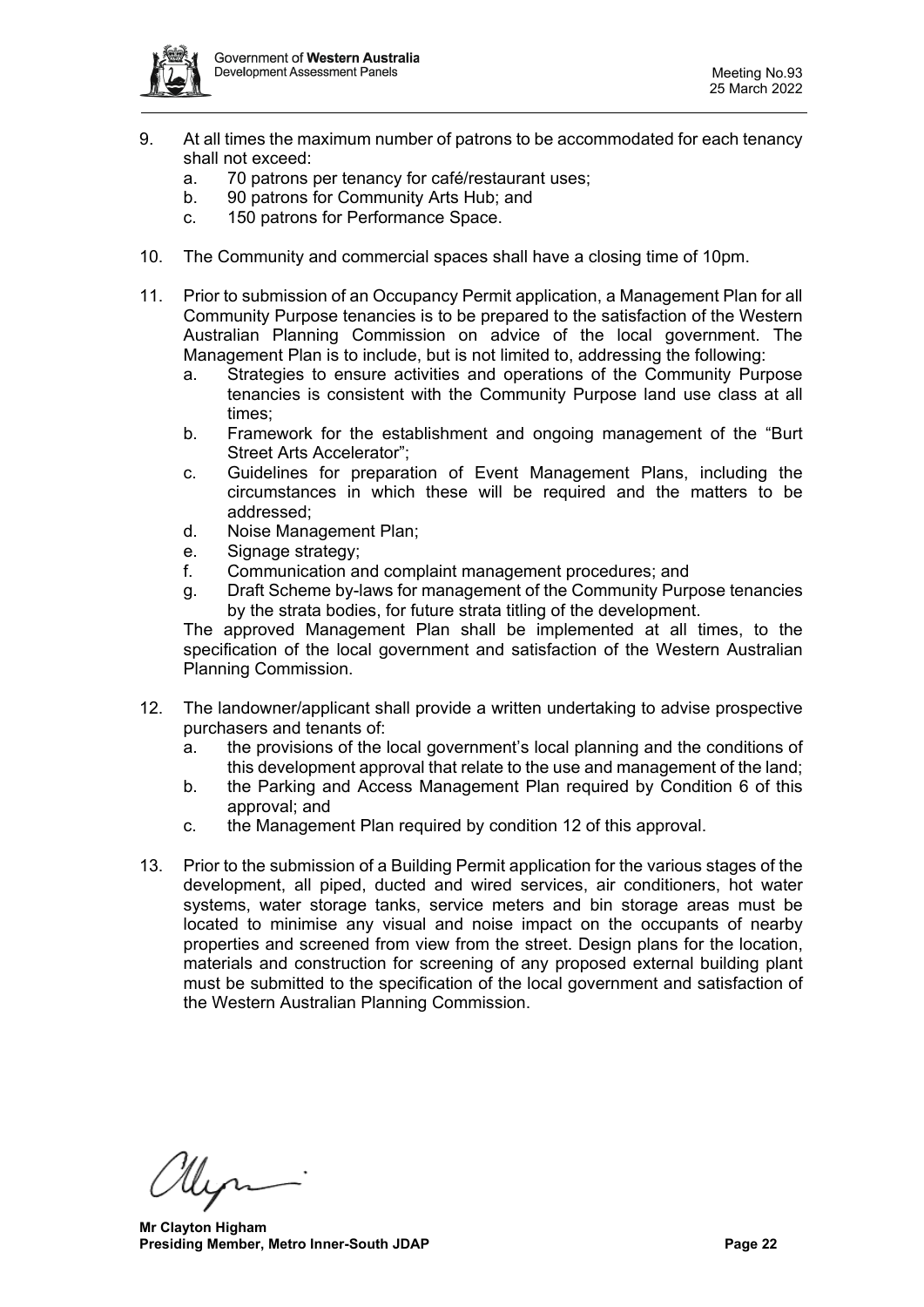9. At all times the maximum number of patrons to be accommodated for each tenancy shall not exceed:
   a. 70 patrons per tenancy for café/restaurant uses;
   b. 90 patrons for Community Arts Hub; and
   c. 150 patrons for Performance Space.

10. The Community and commercial spaces shall have a closing time of 10pm.

11. Prior to submission of an Occupancy Permit application, a Management Plan for all Community Purpose tenancies is to be prepared to the satisfaction of the Western Australian Planning Commission on advice of the local government. The Management Plan is to include, but is not limited to, addressing the following:
    a. Strategies to ensure activities and operations of the Community Purpose tenancies is consistent with the Community Purpose land use class at all times;
    b. Framework for the establishment and ongoing management of the "Burt Street Arts Accelerator";
    c. Guidelines for preparation of Event Management Plans, including the circumstances in which these will be required and the matters to be addressed;
    d. Noise Management Plan;
    e. Signage strategy;
    f. Communication and complaint management procedures; and
    g. Draft Scheme by-laws for management of the Community Purpose tenancies by the strata bodies, for future strata titling of the development.

    The approved Management Plan shall be implemented at all times, to the specification of the local government and satisfaction of the Western Australian Planning Commission.

12. The landowner/applicant shall provide a written undertaking to advise prospective purchasers and tenants of:
    a. the provisions of the local government's local planning and the conditions of this development approval that relate to the use and management of the land;
    b. the Parking and Access Management Plan required by Condition 6 of this approval; and
    c. the Management Plan required by condition 12 of this approval.

13. Prior to the submission of a Building Permit application for the various stages of the development, all piped, ducted and wired services, air conditioners, hot water systems, water storage tanks, service meters and bin storage areas must be located to minimise any visual and noise impact on the occupants of nearby properties and screened from view from the street. Design plans for the location, materials and construction for screening of any proposed external building plant must be submitted to the specification of the local government and satisfaction of the Western Australian Planning Commission.

**Mr Clayton Higham**
**Presiding Member, Metro Inner-South JDAP**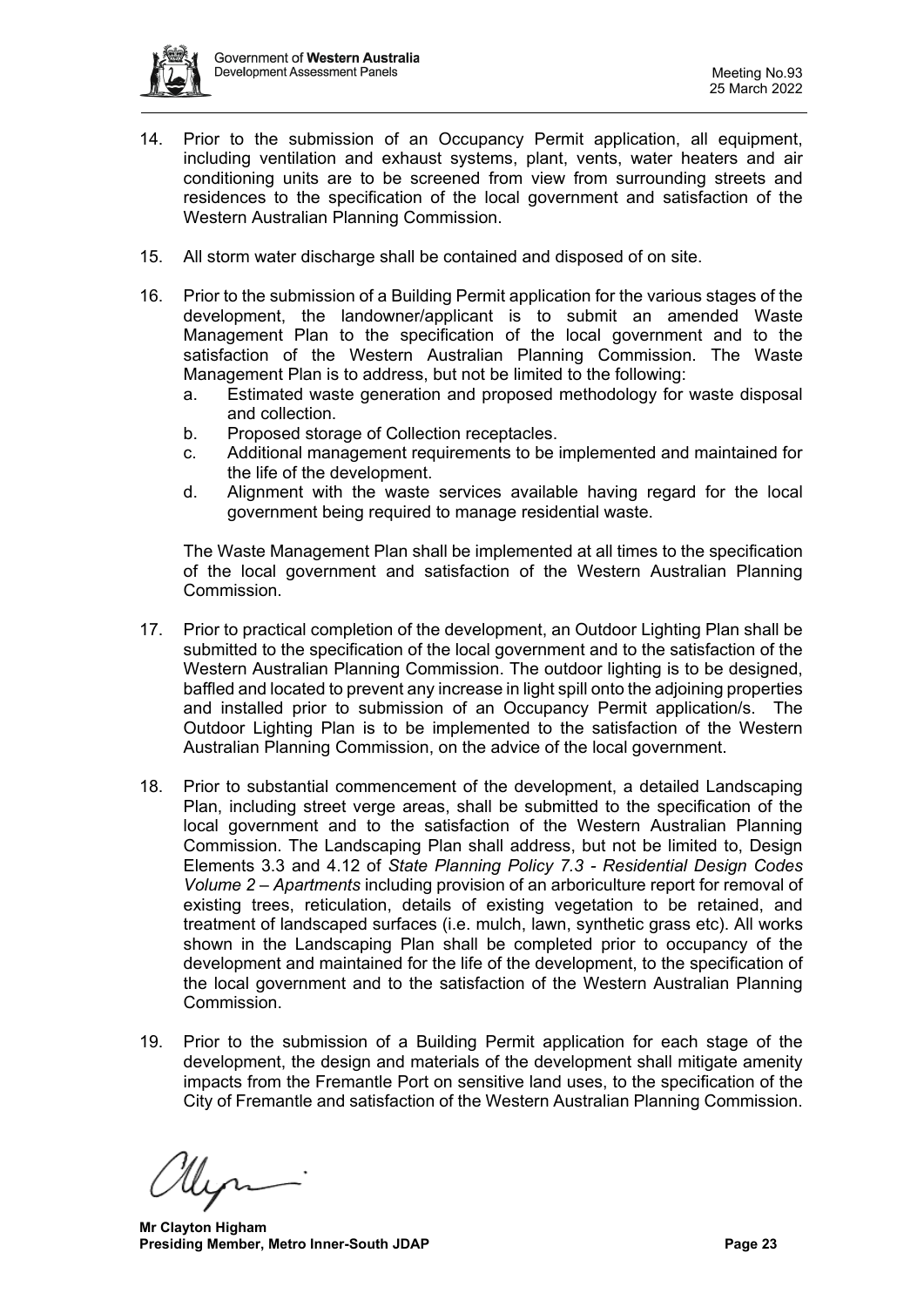14. Prior to the submission of an Occupancy Permit application, all equipment, including ventilation and exhaust systems, plant, vents, water heaters and air conditioning units are to be screened from view from surrounding streets and residences to the specification of the local government and satisfaction of the Western Australian Planning Commission.

15. All storm water discharge shall be contained and disposed of on site.

16. Prior to the submission of a Building Permit application for the various stages of the development, the landowner/applicant is to submit an amended Waste Management Plan to the specification of the local government and to the satisfaction of the Western Australian Planning Commission. The Waste Management Plan is to address, but not be limited to the following:
    a. Estimated waste generation and proposed methodology for waste disposal and collection.
    b. Proposed storage of Collection receptacles.
    c. Additional management requirements to be implemented and maintained for the life of the development.
    d. Alignment with the waste services available having regard for the local government being required to manage residential waste.

    The Waste Management Plan shall be implemented at all times to the specification of the local government and satisfaction of the Western Australian Planning Commission.

17. Prior to practical completion of the development, an Outdoor Lighting Plan shall be submitted to the specification of the local government and to the satisfaction of the Western Australian Planning Commission. The outdoor lighting is to be designed, baffled and located to prevent any increase in light spill onto the adjoining properties and installed prior to submission of an Occupancy Permit application/s. The Outdoor Lighting Plan is to be implemented to the satisfaction of the Western Australian Planning Commission, on the advice of the local government.

18. Prior to substantial commencement of the development, a detailed Landscaping Plan, including street verge areas, shall be submitted to the specification of the local government and to the satisfaction of the Western Australian Planning Commission. The Landscaping Plan shall address, but not be limited to, Design Elements 3.3 and 4.12 of *State Planning Policy 7.3 - Residential Design Codes Volume 2 – Apartments* including provision of an arboriculture report for removal of existing trees, reticulation, details of existing vegetation to be retained, and treatment of landscaped surfaces (i.e. mulch, lawn, synthetic grass etc). All works shown in the Landscaping Plan shall be completed prior to occupancy of the development and maintained for the life of the development, to the specification of the local government and to the satisfaction of the Western Australian Planning Commission.

19. Prior to the submission of a Building Permit application for each stage of the development, the design and materials of the development shall mitigate amenity impacts from the Fremantle Port on sensitive land uses, to the specification of the City of Fremantle and satisfaction of the Western Australian Planning Commission.

**Mr Clayton Higham**
**Presiding Member, Metro Inner-South JDAP**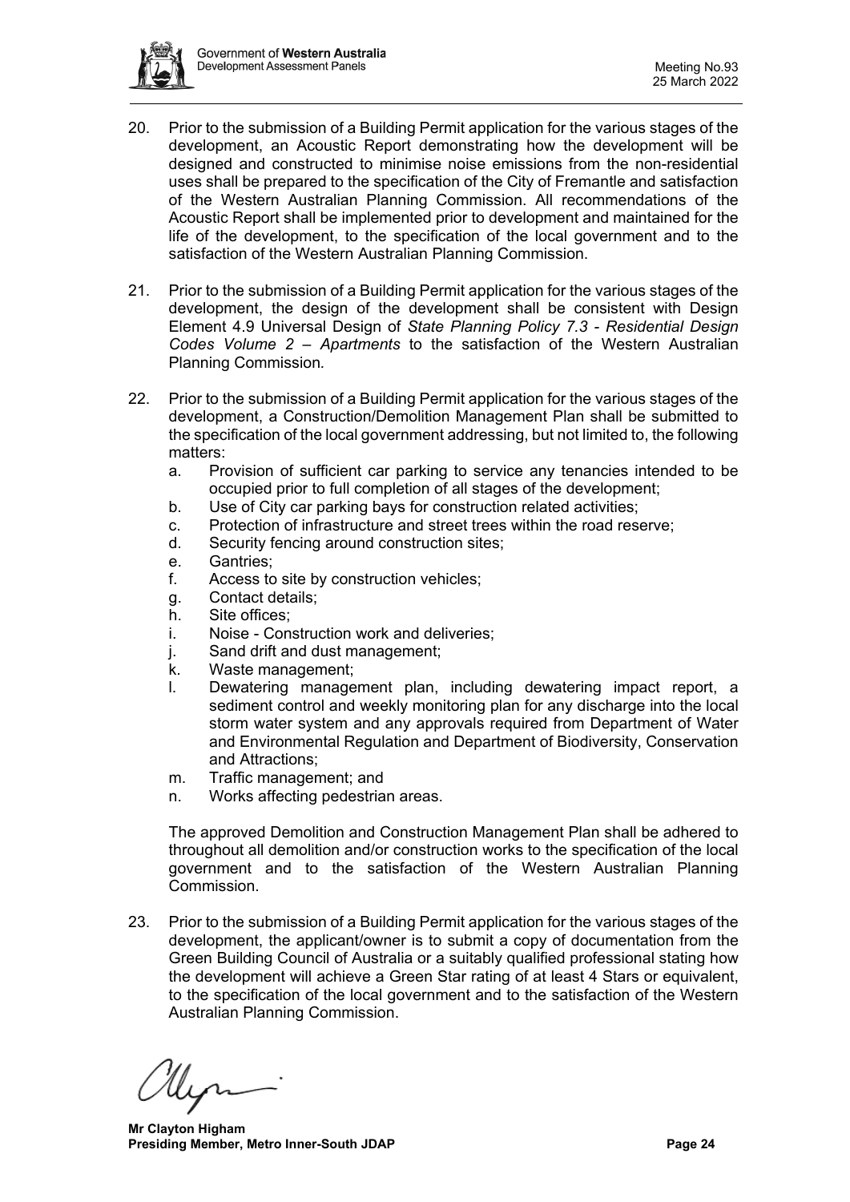20. Prior to the submission of a Building Permit application for the various stages of the development, an Acoustic Report demonstrating how the development will be designed and constructed to minimise noise emissions from the non-residential uses shall be prepared to the specification of the City of Fremantle and satisfaction of the Western Australian Planning Commission. All recommendations of the Acoustic Report shall be implemented prior to development and maintained for the life of the development, to the specification of the local government and to the satisfaction of the Western Australian Planning Commission.

21. Prior to the submission of a Building Permit application for the various stages of the development, the design of the development shall be consistent with Design Element 4.9 Universal Design of *State Planning Policy 7.3 - Residential Design Codes Volume 2 – Apartments* to the satisfaction of the Western Australian Planning Commission.

22. Prior to the submission of a Building Permit application for the various stages of the development, a Construction/Demolition Management Plan shall be submitted to the specification of the local government addressing, but not limited to, the following matters:
    a. Provision of sufficient car parking to service any tenancies intended to be occupied prior to full completion of all stages of the development;
    b. Use of City car parking bays for construction related activities;
    c. Protection of infrastructure and street trees within the road reserve;
    d. Security fencing around construction sites;
    e. Gantries;
    f. Access to site by construction vehicles;
    g. Contact details;
    h. Site offices;
    i. Noise - Construction work and deliveries;
    j. Sand drift and dust management;
    k. Waste management;
    l. Dewatering management plan, including dewatering impact report, a sediment control and weekly monitoring plan for any discharge into the local storm water system and any approvals required from Department of Water and Environmental Regulation and Department of Biodiversity, Conservation and Attractions;
    m. Traffic management; and
    n. Works affecting pedestrian areas.

    The approved Demolition and Construction Management Plan shall be adhered to throughout all demolition and/or construction works to the specification of the local government and to the satisfaction of the Western Australian Planning Commission.

23. Prior to the submission of a Building Permit application for the various stages of the development, the applicant/owner is to submit a copy of documentation from the Green Building Council of Australia or a suitably qualified professional stating how the development will achieve a Green Star rating of at least 4 Stars or equivalent, to the specification of the local government and to the satisfaction of the Western Australian Planning Commission.

**Mr Clayton Higham**
**Presiding Member, Metro Inner-South JDAP**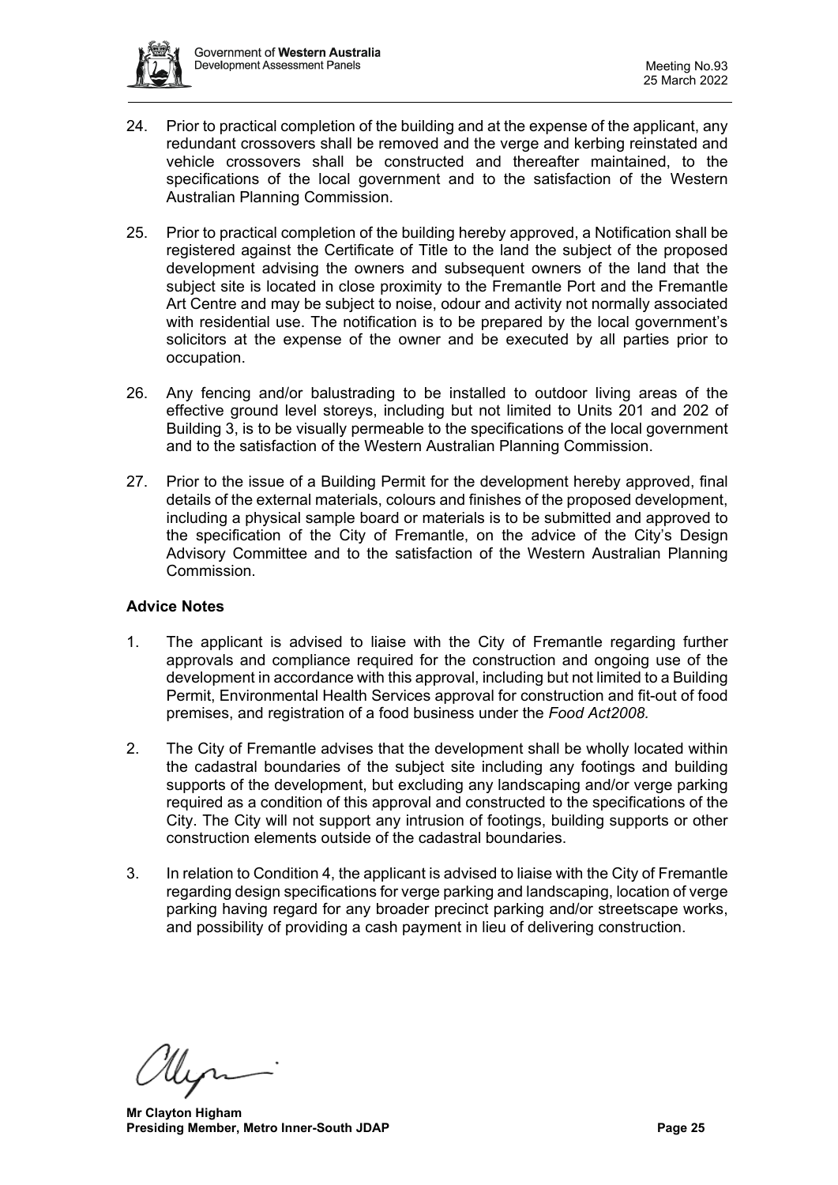24. Prior to practical completion of the building and at the expense of the applicant, any redundant crossovers shall be removed and the verge and kerbing reinstated and vehicle crossovers shall be constructed and thereafter maintained, to the specifications of the local government and to the satisfaction of the Western Australian Planning Commission.

25. Prior to practical completion of the building hereby approved, a Notification shall be registered against the Certificate of Title to the land the subject of the proposed development advising the owners and subsequent owners of the land that the subject site is located in close proximity to the Fremantle Port and the Fremantle Art Centre and may be subject to noise, odour and activity not normally associated with residential use. The notification is to be prepared by the local government's solicitors at the expense of the owner and be executed by all parties prior to occupation.

26. Any fencing and/or balustrading to be installed to outdoor living areas of the effective ground level storeys, including but not limited to Units 201 and 202 of Building 3, is to be visually permeable to the specifications of the local government and to the satisfaction of the Western Australian Planning Commission.

27. Prior to the issue of a Building Permit for the development hereby approved, final details of the external materials, colours and finishes of the proposed development, including a physical sample board or materials is to be submitted and approved to the specification of the City of Fremantle, on the advice of the City's Design Advisory Committee and to the satisfaction of the Western Australian Planning Commission.

### Advice Notes

1. The applicant is advised to liaise with the City of Fremantle regarding further approvals and compliance required for the construction and ongoing use of the development in accordance with this approval, including but not limited to a Building Permit, Environmental Health Services approval for construction and fit-out of food premises, and registration of a food business under the *Food Act2008*.

2. The City of Fremantle advises that the development shall be wholly located within the cadastral boundaries of the subject site including any footings and building supports of the development, but excluding any landscaping and/or verge parking required as a condition of this approval and constructed to the specifications of the City. The City will not support any intrusion of footings, building supports or other construction elements outside of the cadastral boundaries.

3. In relation to Condition 4, the applicant is advised to liaise with the City of Fremantle regarding design specifications for verge parking and landscaping, location of verge parking having regard for any broader precinct parking and/or streetscape works, and possibility of providing a cash payment in lieu of delivering construction.

**Mr Clayton Higham**
**Presiding Member, Metro Inner-South JDAP**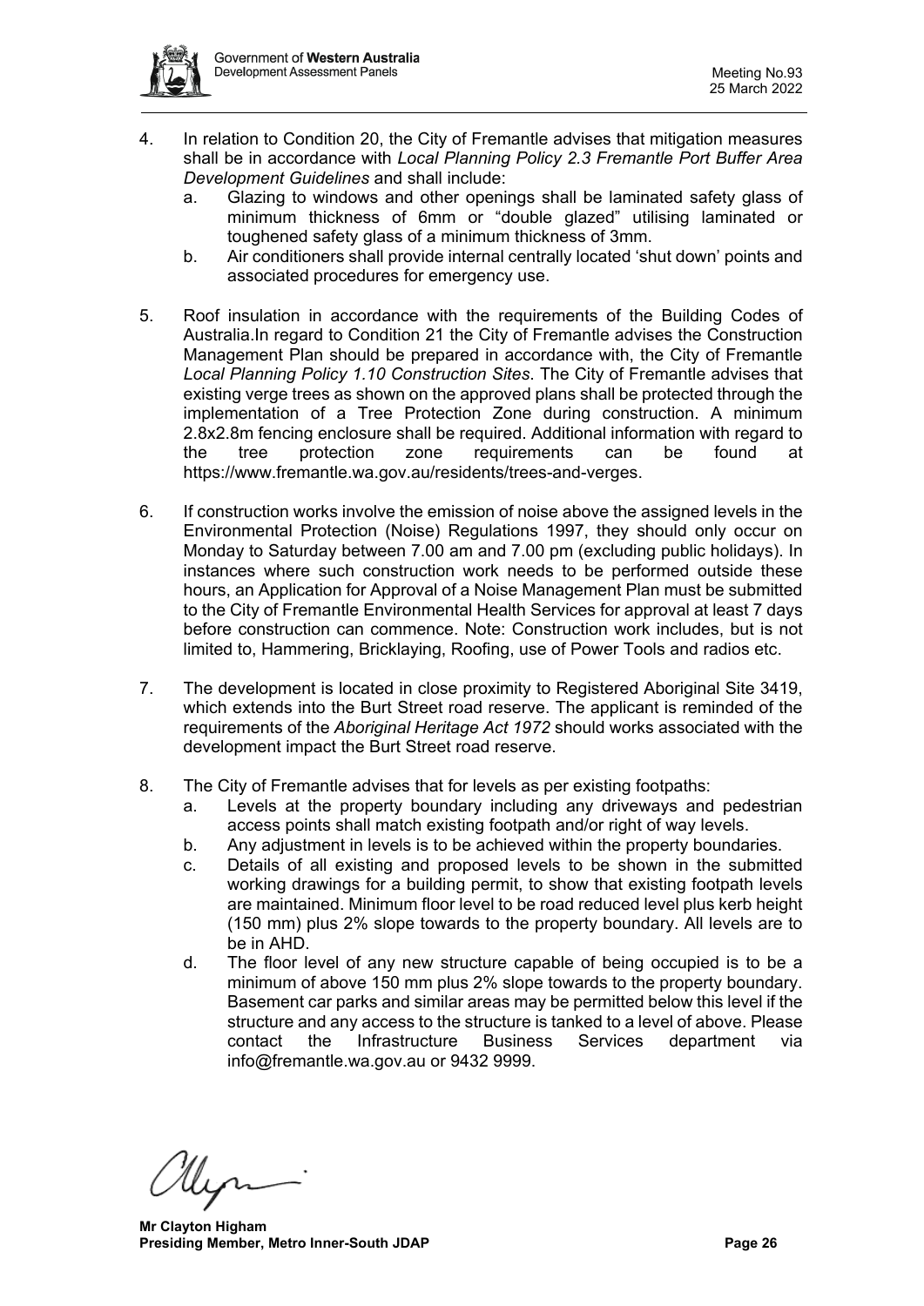4. In relation to Condition 20, the City of Fremantle advises that mitigation measures shall be in accordance with *Local Planning Policy 2.3 Fremantle Port Buffer Area Development Guidelines* and shall include:
   a. Glazing to windows and other openings shall be laminated safety glass of minimum thickness of 6mm or "double glazed" utilising laminated or toughened safety glass of a minimum thickness of 3mm.
   b. Air conditioners shall provide internal centrally located 'shut down' points and associated procedures for emergency use.

5. Roof insulation in accordance with the requirements of the Building Codes of Australia.In regard to Condition 21 the City of Fremantle advises the Construction Management Plan should be prepared in accordance with, the City of Fremantle *Local Planning Policy 1.10 Construction Sites*. The City of Fremantle advises that existing verge trees as shown on the approved plans shall be protected through the implementation of a Tree Protection Zone during construction. A minimum 2.8x2.8m fencing enclosure shall be required. Additional information with regard to the tree protection zone requirements can be found at https://www.fremantle.wa.gov.au/residents/trees-and-verges.

6. If construction works involve the emission of noise above the assigned levels in the Environmental Protection (Noise) Regulations 1997, they should only occur on Monday to Saturday between 7.00 am and 7.00 pm (excluding public holidays). In instances where such construction work needs to be performed outside these hours, an Application for Approval of a Noise Management Plan must be submitted to the City of Fremantle Environmental Health Services for approval at least 7 days before construction can commence. Note: Construction work includes, but is not limited to, Hammering, Bricklaying, Roofing, use of Power Tools and radios etc.

7. The development is located in close proximity to Registered Aboriginal Site 3419, which extends into the Burt Street road reserve. The applicant is reminded of the requirements of the *Aboriginal Heritage Act 1972* should works associated with the development impact the Burt Street road reserve.

8. The City of Fremantle advises that for levels as per existing footpaths:
   a. Levels at the property boundary including any driveways and pedestrian access points shall match existing footpath and/or right of way levels.
   b. Any adjustment in levels is to be achieved within the property boundaries.
   c. Details of all existing and proposed levels to be shown in the submitted working drawings for a building permit, to show that existing footpath levels are maintained. Minimum floor level to be road reduced level plus kerb height (150 mm) plus 2% slope towards to the property boundary. All levels are to be in AHD.
   d. The floor level of any new structure capable of being occupied is to be a minimum of above 150 mm plus 2% slope towards to the property boundary. Basement car parks and similar areas may be permitted below this level if the structure and any access to the structure is tanked to a level of above. Please contact the Infrastructure Business Services department via info@fremantle.wa.gov.au or 9432 9999.

**Mr Clayton Higham**
**Presiding Member, Metro Inner-South JDAP**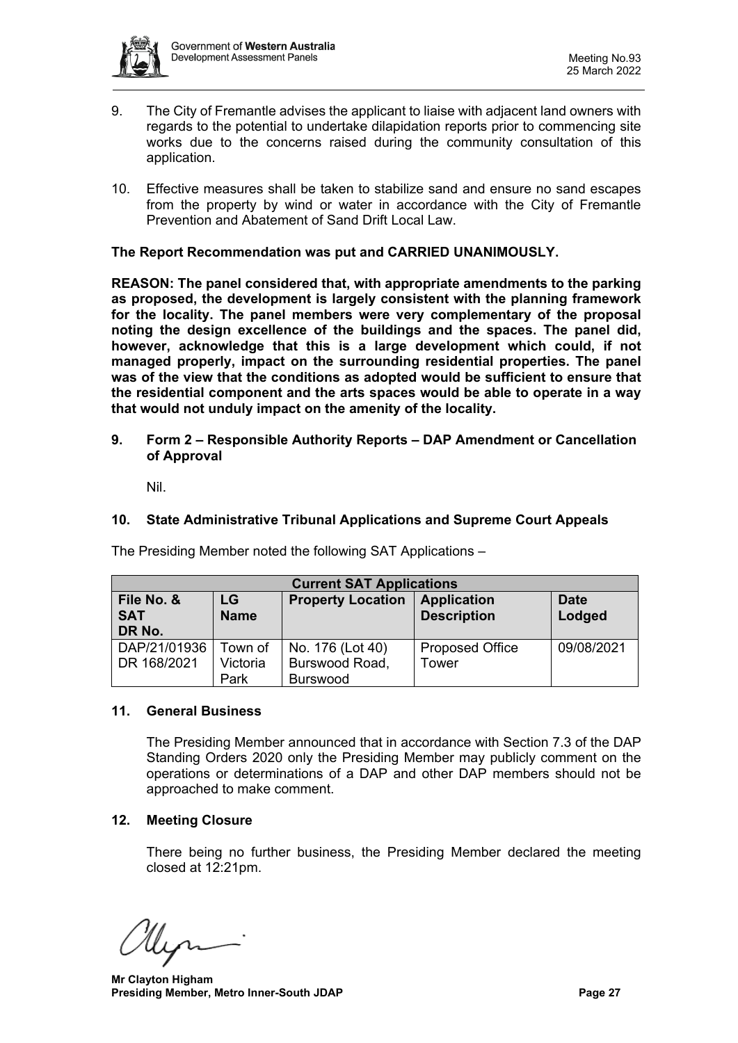9. The City of Fremantle advises the applicant to liaise with adjacent land owners with regards to the potential to undertake dilapidation reports prior to commencing site works due to the concerns raised during the community consultation of this application.

10. Effective measures shall be taken to stabilize sand and ensure no sand escapes from the property by wind or water in accordance with the City of Fremantle Prevention and Abatement of Sand Drift Local Law.

**The Report Recommendation was put and CARRIED UNANIMOUSLY.**

**REASON: The panel considered that, with appropriate amendments to the parking as proposed, the development is largely consistent with the planning framework for the locality. The panel members were very complementary of the proposal noting the design excellence of the buildings and the spaces. The panel did, however, acknowledge that this is a large development which could, if not managed properly, impact on the surrounding residential properties. The panel was of the view that the conditions as adopted would be sufficient to ensure that the residential component and the arts spaces would be able to operate in a way that would not unduly impact on the amenity of the locality.**

## 9. Form 2 – Responsible Authority Reports – DAP Amendment or Cancellation of Approval

Nil.

## 10. State Administrative Tribunal Applications and Supreme Court Appeals

The Presiding Member noted the following SAT Applications –

| Current SAT Applications | | | | |
|---|---|---|---|---|
| **File No. & SAT DR No.** | **LG Name** | **Property Location** | **Application Description** | **Date Lodged** |
| DAP/21/01936 DR 168/2021 | Town of Victoria Park | No. 176 (Lot 40) Burswood Road, Burswood | Proposed Office Tower | 09/08/2021 |

## 11. General Business

The Presiding Member announced that in accordance with Section 7.3 of the DAP Standing Orders 2020 only the Presiding Member may publicly comment on the operations or determinations of a DAP and other DAP members should not be approached to make comment.

## 12. Meeting Closure

There being no further business, the Presiding Member declared the meeting closed at 12:21pm.

**Mr Clayton Higham**
**Presiding Member, Metro Inner-South JDAP**